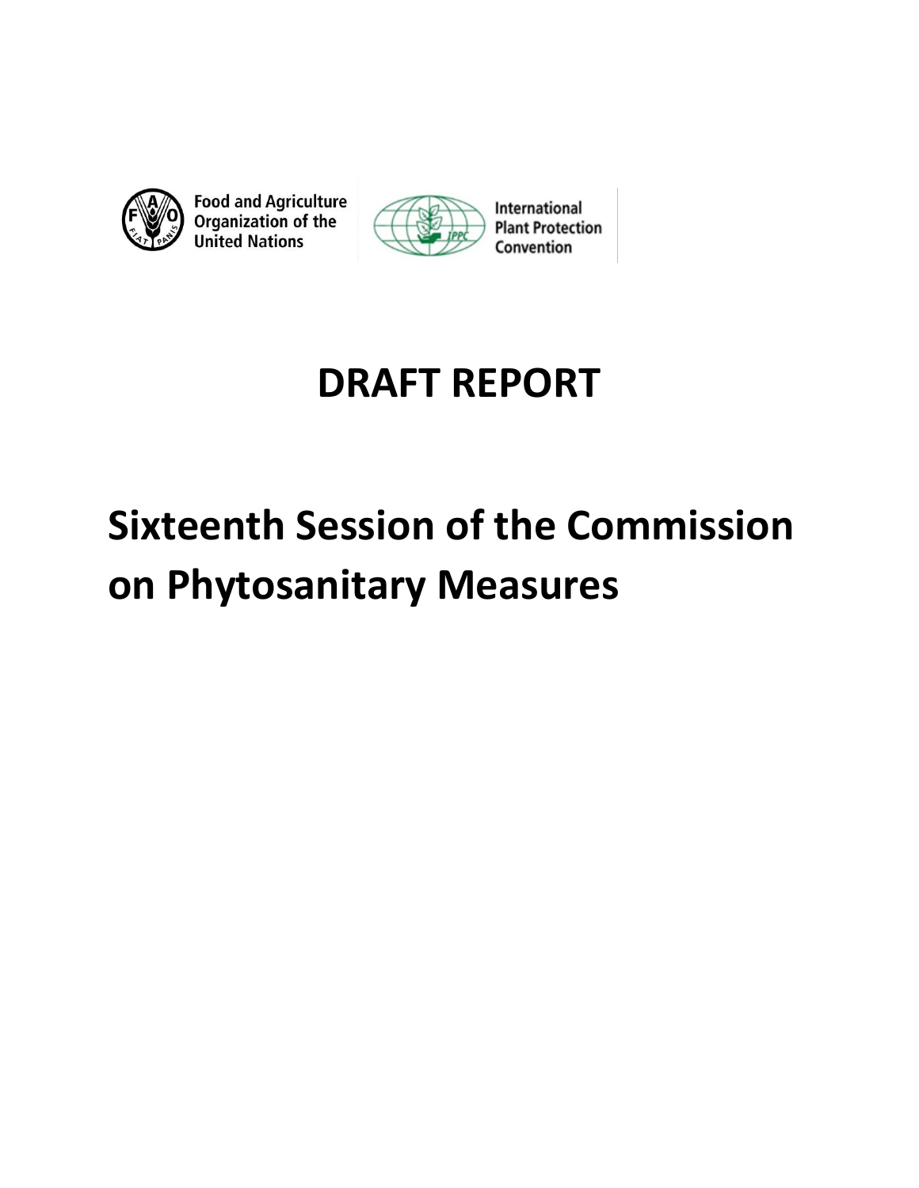Food and Agriculture Organization of the United Nations

International Plant Protection Convention

# DRAFT REPORT

# Sixteenth Session of the Commission on Phytosanitary Measures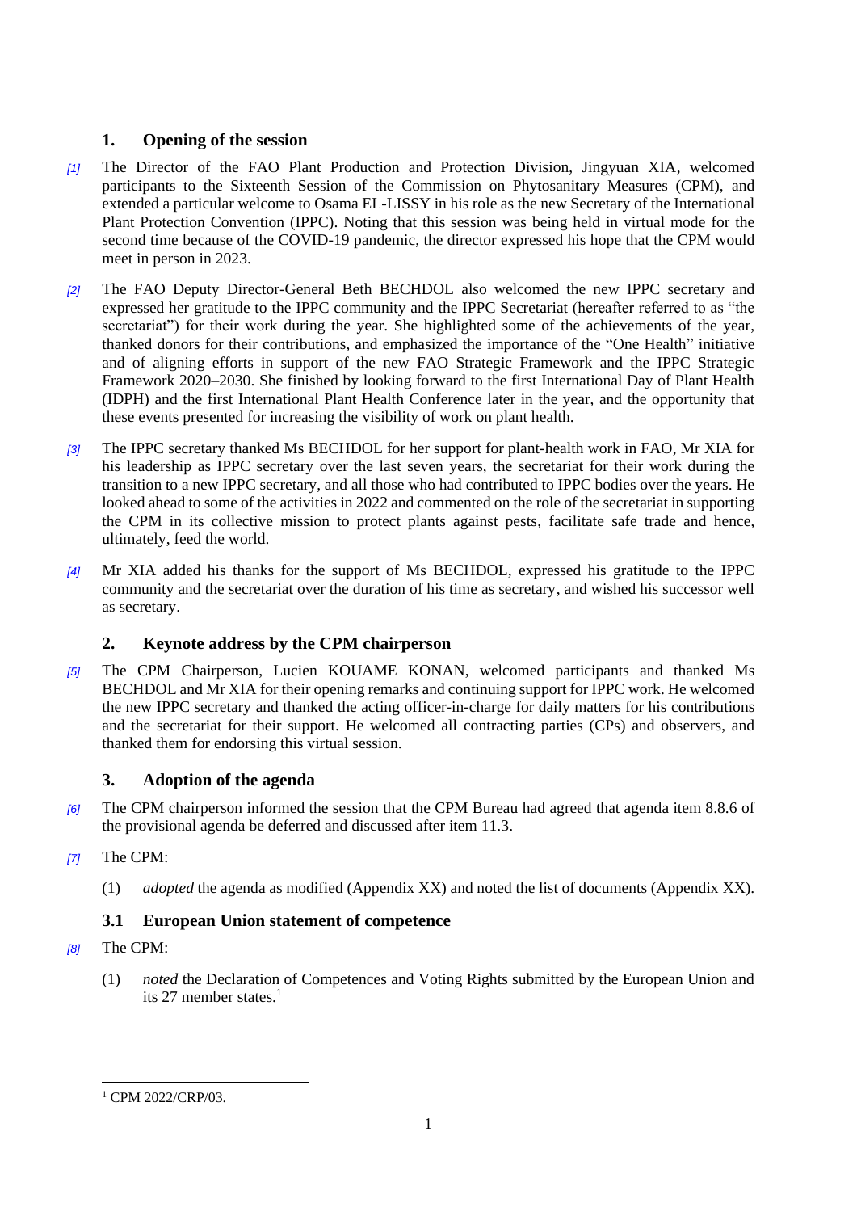## 1. Opening of the session

*[1]* The Director of the FAO Plant Production and Protection Division, Jingyuan XIA, welcomed participants to the Sixteenth Session of the Commission on Phytosanitary Measures (CPM), and extended a particular welcome to Osama EL-LISSY in his role as the new Secretary of the International Plant Protection Convention (IPPC). Noting that this session was being held in virtual mode for the second time because of the COVID-19 pandemic, the director expressed his hope that the CPM would meet in person in 2023.

*[2]* The FAO Deputy Director-General Beth BECHDOL also welcomed the new IPPC secretary and expressed her gratitude to the IPPC community and the IPPC Secretariat (hereafter referred to as "the secretariat") for their work during the year. She highlighted some of the achievements of the year, thanked donors for their contributions, and emphasized the importance of the "One Health" initiative and of aligning efforts in support of the new FAO Strategic Framework and the IPPC Strategic Framework 2020–2030. She finished by looking forward to the first International Day of Plant Health (IDPH) and the first International Plant Health Conference later in the year, and the opportunity that these events presented for increasing the visibility of work on plant health.

*[3]* The IPPC secretary thanked Ms BECHDOL for her support for plant-health work in FAO, Mr XIA for his leadership as IPPC secretary over the last seven years, the secretariat for their work during the transition to a new IPPC secretary, and all those who had contributed to IPPC bodies over the years. He looked ahead to some of the activities in 2022 and commented on the role of the secretariat in supporting the CPM in its collective mission to protect plants against pests, facilitate safe trade and hence, ultimately, feed the world.

*[4]* Mr XIA added his thanks for the support of Ms BECHDOL, expressed his gratitude to the IPPC community and the secretariat over the duration of his time as secretary, and wished his successor well as secretary.

## 2. Keynote address by the CPM chairperson

*[5]* The CPM Chairperson, Lucien KOUAME KONAN, welcomed participants and thanked Ms BECHDOL and Mr XIA for their opening remarks and continuing support for IPPC work. He welcomed the new IPPC secretary and thanked the acting officer-in-charge for daily matters for his contributions and the secretariat for their support. He welcomed all contracting parties (CPs) and observers, and thanked them for endorsing this virtual session.

## 3. Adoption of the agenda

*[6]* The CPM chairperson informed the session that the CPM Bureau had agreed that agenda item 8.8.6 of the provisional agenda be deferred and discussed after item 11.3.

*[7]* The CPM:

(1) *adopted* the agenda as modified (Appendix XX) and noted the list of documents (Appendix XX).

### 3.1 European Union statement of competence

*[8]* The CPM:

(1) *noted* the Declaration of Competences and Voting Rights submitted by the European Union and its 27 member states.[1]

[1] CPM 2022/CRP/03.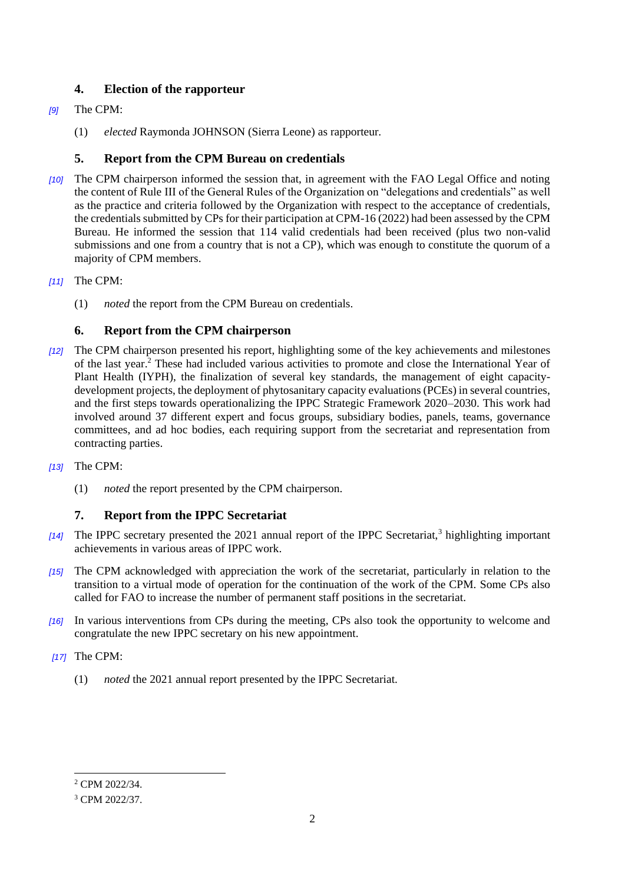## 4. Election of the rapporteur

[9] The CPM:

(1) *elected* Raymonda JOHNSON (Sierra Leone) as rapporteur.

## 5. Report from the CPM Bureau on credentials

[10] The CPM chairperson informed the session that, in agreement with the FAO Legal Office and noting the content of Rule III of the General Rules of the Organization on "delegations and credentials" as well as the practice and criteria followed by the Organization with respect to the acceptance of credentials, the credentials submitted by CPs for their participation at CPM-16 (2022) had been assessed by the CPM Bureau. He informed the session that 114 valid credentials had been received (plus two non-valid submissions and one from a country that is not a CP), which was enough to constitute the quorum of a majority of CPM members.

[11] The CPM:

(1) *noted* the report from the CPM Bureau on credentials.

## 6. Report from the CPM chairperson

[12] The CPM chairperson presented his report, highlighting some of the key achievements and milestones of the last year.[2] These had included various activities to promote and close the International Year of Plant Health (IYPH), the finalization of several key standards, the management of eight capacity-development projects, the deployment of phytosanitary capacity evaluations (PCEs) in several countries, and the first steps towards operationalizing the IPPC Strategic Framework 2020–2030. This work had involved around 37 different expert and focus groups, subsidiary bodies, panels, teams, governance committees, and ad hoc bodies, each requiring support from the secretariat and representation from contracting parties.

[13] The CPM:

(1) *noted* the report presented by the CPM chairperson.

## 7. Report from the IPPC Secretariat

[14] The IPPC secretary presented the 2021 annual report of the IPPC Secretariat,[3] highlighting important achievements in various areas of IPPC work.

[15] The CPM acknowledged with appreciation the work of the secretariat, particularly in relation to the transition to a virtual mode of operation for the continuation of the work of the CPM. Some CPs also called for FAO to increase the number of permanent staff positions in the secretariat.

[16] In various interventions from CPs during the meeting, CPs also took the opportunity to welcome and congratulate the new IPPC secretary on his new appointment.

[17] The CPM:

(1) *noted* the 2021 annual report presented by the IPPC Secretariat.

---

[2] CPM 2022/34.

[3] CPM 2022/37.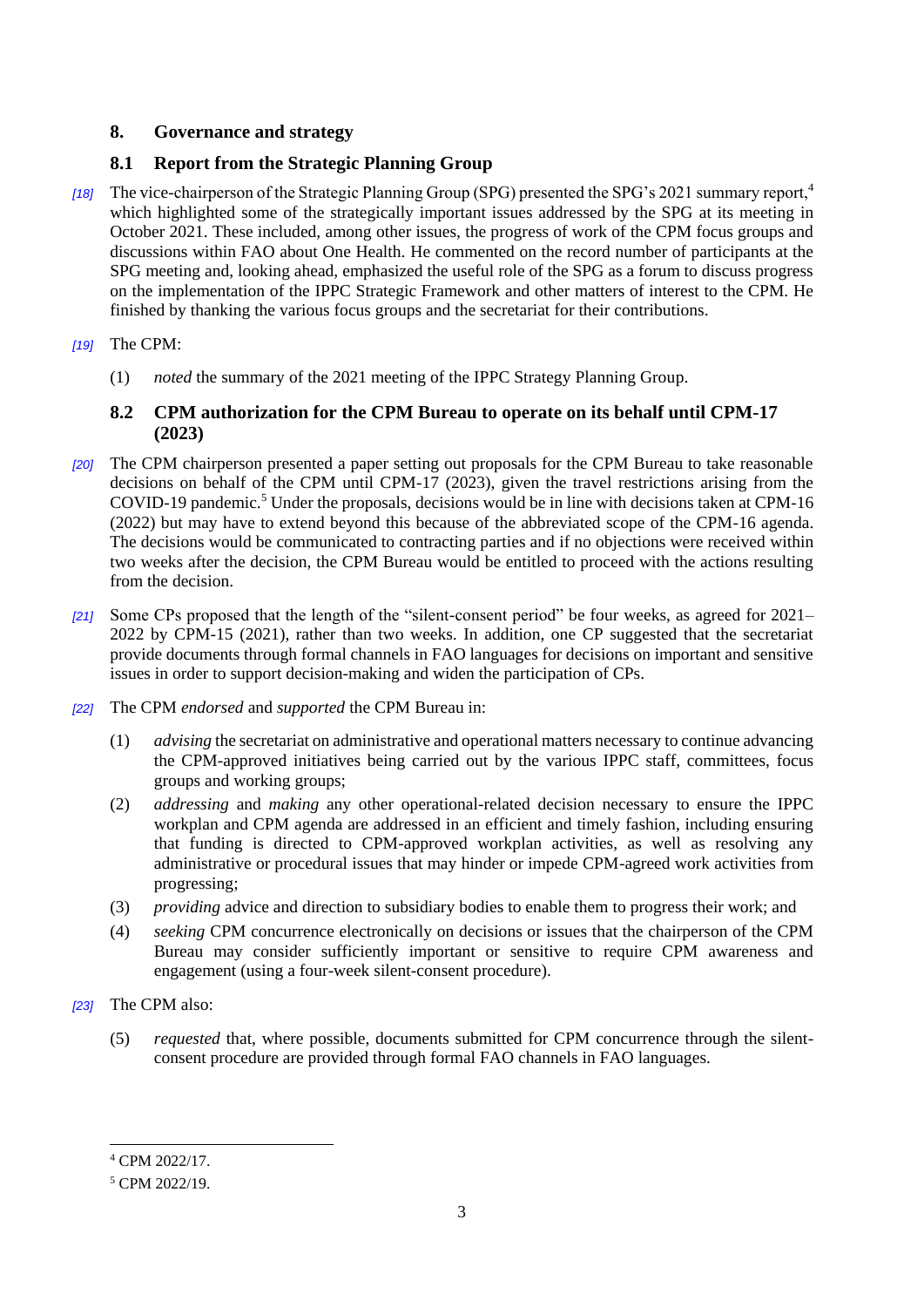## 8. Governance and strategy

### 8.1 Report from the Strategic Planning Group

*[18]* The vice-chairperson of the Strategic Planning Group (SPG) presented the SPG's 2021 summary report,[4] which highlighted some of the strategically important issues addressed by the SPG at its meeting in October 2021. These included, among other issues, the progress of work of the CPM focus groups and discussions within FAO about One Health. He commented on the record number of participants at the SPG meeting and, looking ahead, emphasized the useful role of the SPG as a forum to discuss progress on the implementation of the IPPC Strategic Framework and other matters of interest to the CPM. He finished by thanking the various focus groups and the secretariat for their contributions.

*[19]* The CPM:

(1) *noted* the summary of the 2021 meeting of the IPPC Strategy Planning Group.

### 8.2 CPM authorization for the CPM Bureau to operate on its behalf until CPM-17 (2023)

*[20]* The CPM chairperson presented a paper setting out proposals for the CPM Bureau to take reasonable decisions on behalf of the CPM until CPM-17 (2023), given the travel restrictions arising from the COVID-19 pandemic.[5] Under the proposals, decisions would be in line with decisions taken at CPM-16 (2022) but may have to extend beyond this because of the abbreviated scope of the CPM-16 agenda. The decisions would be communicated to contracting parties and if no objections were received within two weeks after the decision, the CPM Bureau would be entitled to proceed with the actions resulting from the decision.

*[21]* Some CPs proposed that the length of the "silent-consent period" be four weeks, as agreed for 2021–2022 by CPM-15 (2021), rather than two weeks. In addition, one CP suggested that the secretariat provide documents through formal channels in FAO languages for decisions on important and sensitive issues in order to support decision-making and widen the participation of CPs.

*[22]* The CPM *endorsed* and *supported* the CPM Bureau in:

(1) *advising* the secretariat on administrative and operational matters necessary to continue advancing the CPM-approved initiatives being carried out by the various IPPC staff, committees, focus groups and working groups;

(2) *addressing* and *making* any other operational-related decision necessary to ensure the IPPC workplan and CPM agenda are addressed in an efficient and timely fashion, including ensuring that funding is directed to CPM-approved workplan activities, as well as resolving any administrative or procedural issues that may hinder or impede CPM-agreed work activities from progressing;

(3) *providing* advice and direction to subsidiary bodies to enable them to progress their work; and

(4) *seeking* CPM concurrence electronically on decisions or issues that the chairperson of the CPM Bureau may consider sufficiently important or sensitive to require CPM awareness and engagement (using a four-week silent-consent procedure).

*[23]* The CPM also:

(5) *requested* that, where possible, documents submitted for CPM concurrence through the silent-consent procedure are provided through formal FAO channels in FAO languages.

---

[4] CPM 2022/17.

[5] CPM 2022/19.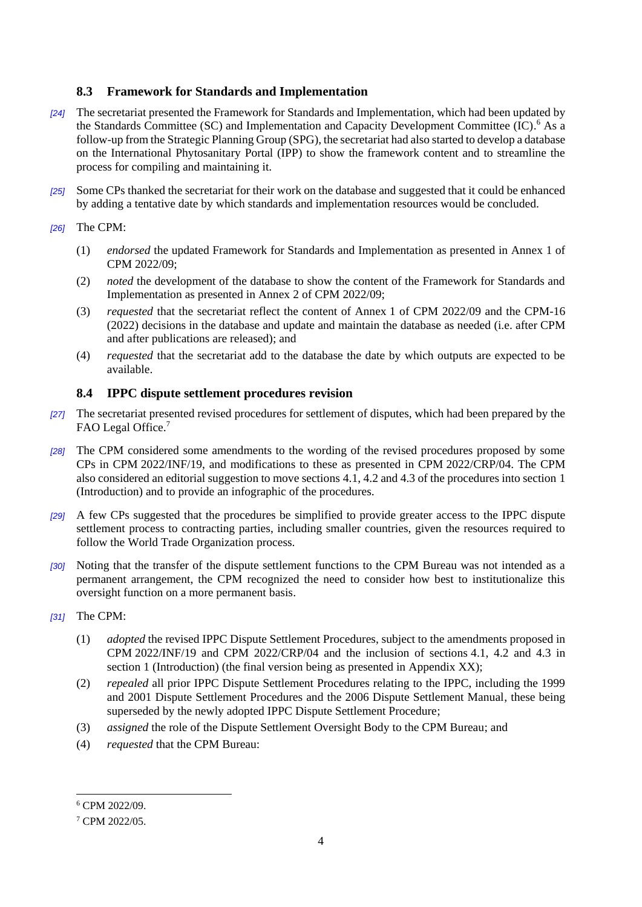### 8.3 Framework for Standards and Implementation

*[24]* The secretariat presented the Framework for Standards and Implementation, which had been updated by the Standards Committee (SC) and Implementation and Capacity Development Committee (IC).[6] As a follow-up from the Strategic Planning Group (SPG), the secretariat had also started to develop a database on the International Phytosanitary Portal (IPP) to show the framework content and to streamline the process for compiling and maintaining it.

*[25]* Some CPs thanked the secretariat for their work on the database and suggested that it could be enhanced by adding a tentative date by which standards and implementation resources would be concluded.

*[26]* The CPM:

(1) *endorsed* the updated Framework for Standards and Implementation as presented in Annex 1 of CPM 2022/09;

(2) *noted* the development of the database to show the content of the Framework for Standards and Implementation as presented in Annex 2 of CPM 2022/09;

(3) *requested* that the secretariat reflect the content of Annex 1 of CPM 2022/09 and the CPM-16 (2022) decisions in the database and update and maintain the database as needed (i.e. after CPM and after publications are released); and

(4) *requested* that the secretariat add to the database the date by which outputs are expected to be available.

### 8.4 IPPC dispute settlement procedures revision

*[27]* The secretariat presented revised procedures for settlement of disputes, which had been prepared by the FAO Legal Office.[7]

*[28]* The CPM considered some amendments to the wording of the revised procedures proposed by some CPs in CPM 2022/INF/19, and modifications to these as presented in CPM 2022/CRP/04. The CPM also considered an editorial suggestion to move sections 4.1, 4.2 and 4.3 of the procedures into section 1 (Introduction) and to provide an infographic of the procedures.

*[29]* A few CPs suggested that the procedures be simplified to provide greater access to the IPPC dispute settlement process to contracting parties, including smaller countries, given the resources required to follow the World Trade Organization process.

*[30]* Noting that the transfer of the dispute settlement functions to the CPM Bureau was not intended as a permanent arrangement, the CPM recognized the need to consider how best to institutionalize this oversight function on a more permanent basis.

*[31]* The CPM:

(1) *adopted* the revised IPPC Dispute Settlement Procedures, subject to the amendments proposed in CPM 2022/INF/19 and CPM 2022/CRP/04 and the inclusion of sections 4.1, 4.2 and 4.3 in section 1 (Introduction) (the final version being as presented in Appendix XX);

(2) *repealed* all prior IPPC Dispute Settlement Procedures relating to the IPPC, including the 1999 and 2001 Dispute Settlement Procedures and the 2006 Dispute Settlement Manual, these being superseded by the newly adopted IPPC Dispute Settlement Procedure;

(3) *assigned* the role of the Dispute Settlement Oversight Body to the CPM Bureau; and

(4) *requested* that the CPM Bureau:

---

[6] CPM 2022/09.

[7] CPM 2022/05.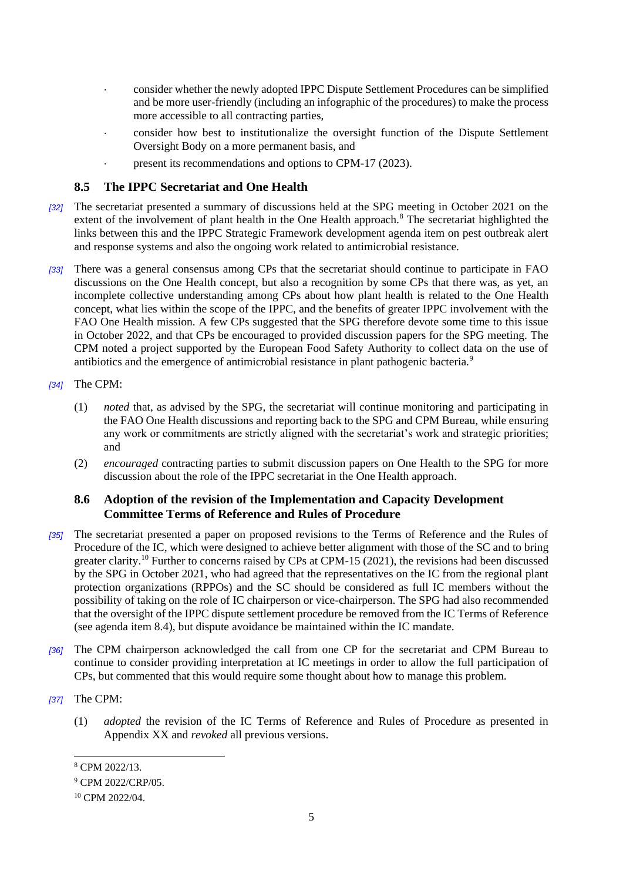- consider whether the newly adopted IPPC Dispute Settlement Procedures can be simplified and be more user-friendly (including an infographic of the procedures) to make the process more accessible to all contracting parties,
- consider how best to institutionalize the oversight function of the Dispute Settlement Oversight Body on a more permanent basis, and
- present its recommendations and options to CPM-17 (2023).

## 8.5 The IPPC Secretariat and One Health

*[32]* The secretariat presented a summary of discussions held at the SPG meeting in October 2021 on the extent of the involvement of plant health in the One Health approach.[8] The secretariat highlighted the links between this and the IPPC Strategic Framework development agenda item on pest outbreak alert and response systems and also the ongoing work related to antimicrobial resistance.

*[33]* There was a general consensus among CPs that the secretariat should continue to participate in FAO discussions on the One Health concept, but also a recognition by some CPs that there was, as yet, an incomplete collective understanding among CPs about how plant health is related to the One Health concept, what lies within the scope of the IPPC, and the benefits of greater IPPC involvement with the FAO One Health mission. A few CPs suggested that the SPG therefore devote some time to this issue in October 2022, and that CPs be encouraged to provided discussion papers for the SPG meeting. The CPM noted a project supported by the European Food Safety Authority to collect data on the use of antibiotics and the emergence of antimicrobial resistance in plant pathogenic bacteria.[9]

*[34]* The CPM:

(1) *noted* that, as advised by the SPG, the secretariat will continue monitoring and participating in the FAO One Health discussions and reporting back to the SPG and CPM Bureau, while ensuring any work or commitments are strictly aligned with the secretariat's work and strategic priorities; and

(2) *encouraged* contracting parties to submit discussion papers on One Health to the SPG for more discussion about the role of the IPPC secretariat in the One Health approach.

## 8.6 Adoption of the revision of the Implementation and Capacity Development Committee Terms of Reference and Rules of Procedure

*[35]* The secretariat presented a paper on proposed revisions to the Terms of Reference and the Rules of Procedure of the IC, which were designed to achieve better alignment with those of the SC and to bring greater clarity.[10] Further to concerns raised by CPs at CPM-15 (2021), the revisions had been discussed by the SPG in October 2021, who had agreed that the representatives on the IC from the regional plant protection organizations (RPPOs) and the SC should be considered as full IC members without the possibility of taking on the role of IC chairperson or vice-chairperson. The SPG had also recommended that the oversight of the IPPC dispute settlement procedure be removed from the IC Terms of Reference (see agenda item 8.4), but dispute avoidance be maintained within the IC mandate.

*[36]* The CPM chairperson acknowledged the call from one CP for the secretariat and CPM Bureau to continue to consider providing interpretation at IC meetings in order to allow the full participation of CPs, but commented that this would require some thought about how to manage this problem.

*[37]* The CPM:

(1) *adopted* the revision of the IC Terms of Reference and Rules of Procedure as presented in Appendix XX and *revoked* all previous versions.

---

[8] CPM 2022/13.

[9] CPM 2022/CRP/05.

[10] CPM 2022/04.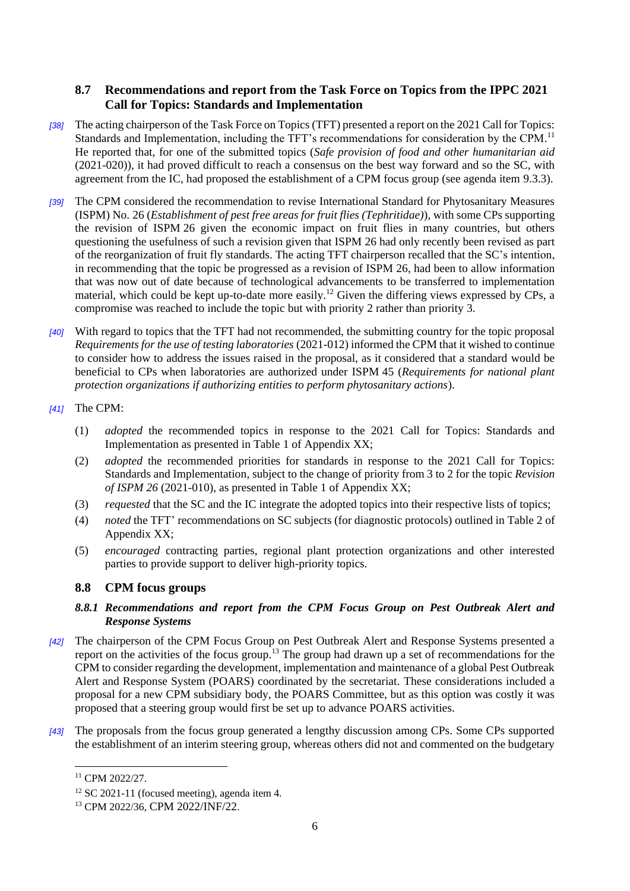## 8.7 Recommendations and report from the Task Force on Topics from the IPPC 2021 Call for Topics: Standards and Implementation

*[38]* The acting chairperson of the Task Force on Topics (TFT) presented a report on the 2021 Call for Topics: Standards and Implementation, including the TFT's recommendations for consideration by the CPM.[11] He reported that, for one of the submitted topics (*Safe provision of food and other humanitarian aid* (2021-020)), it had proved difficult to reach a consensus on the best way forward and so the SC, with agreement from the IC, had proposed the establishment of a CPM focus group (see agenda item 9.3.3).

*[39]* The CPM considered the recommendation to revise International Standard for Phytosanitary Measures (ISPM) No. 26 (*Establishment of pest free areas for fruit flies (Tephritidae)*), with some CPs supporting the revision of ISPM 26 given the economic impact on fruit flies in many countries, but others questioning the usefulness of such a revision given that ISPM 26 had only recently been revised as part of the reorganization of fruit fly standards. The acting TFT chairperson recalled that the SC's intention, in recommending that the topic be progressed as a revision of ISPM 26, had been to allow information that was now out of date because of technological advancements to be transferred to implementation material, which could be kept up-to-date more easily.[12] Given the differing views expressed by CPs, a compromise was reached to include the topic but with priority 2 rather than priority 3.

*[40]* With regard to topics that the TFT had not recommended, the submitting country for the topic proposal *Requirements for the use of testing laboratories* (2021-012) informed the CPM that it wished to continue to consider how to address the issues raised in the proposal, as it considered that a standard would be beneficial to CPs when laboratories are authorized under ISPM 45 (*Requirements for national plant protection organizations if authorizing entities to perform phytosanitary actions*).

*[41]* The CPM:

(1) *adopted* the recommended topics in response to the 2021 Call for Topics: Standards and Implementation as presented in Table 1 of Appendix XX;

(2) *adopted* the recommended priorities for standards in response to the 2021 Call for Topics: Standards and Implementation, subject to the change of priority from 3 to 2 for the topic *Revision of ISPM 26* (2021-010), as presented in Table 1 of Appendix XX;

(3) *requested* that the SC and the IC integrate the adopted topics into their respective lists of topics;

(4) *noted* the TFT' recommendations on SC subjects (for diagnostic protocols) outlined in Table 2 of Appendix XX;

(5) *encouraged* contracting parties, regional plant protection organizations and other interested parties to provide support to deliver high-priority topics.

## 8.8 CPM focus groups

### *8.8.1 Recommendations and report from the CPM Focus Group on Pest Outbreak Alert and Response Systems*

*[42]* The chairperson of the CPM Focus Group on Pest Outbreak Alert and Response Systems presented a report on the activities of the focus group.[13] The group had drawn up a set of recommendations for the CPM to consider regarding the development, implementation and maintenance of a global Pest Outbreak Alert and Response System (POARS) coordinated by the secretariat. These considerations included a proposal for a new CPM subsidiary body, the POARS Committee, but as this option was costly it was proposed that a steering group would first be set up to advance POARS activities.

*[43]* The proposals from the focus group generated a lengthy discussion among CPs. Some CPs supported the establishment of an interim steering group, whereas others did not and commented on the budgetary

---

[11] CPM 2022/27.

[12] SC 2021-11 (focused meeting), agenda item 4.

[13] CPM 2022/36, CPM 2022/INF/22.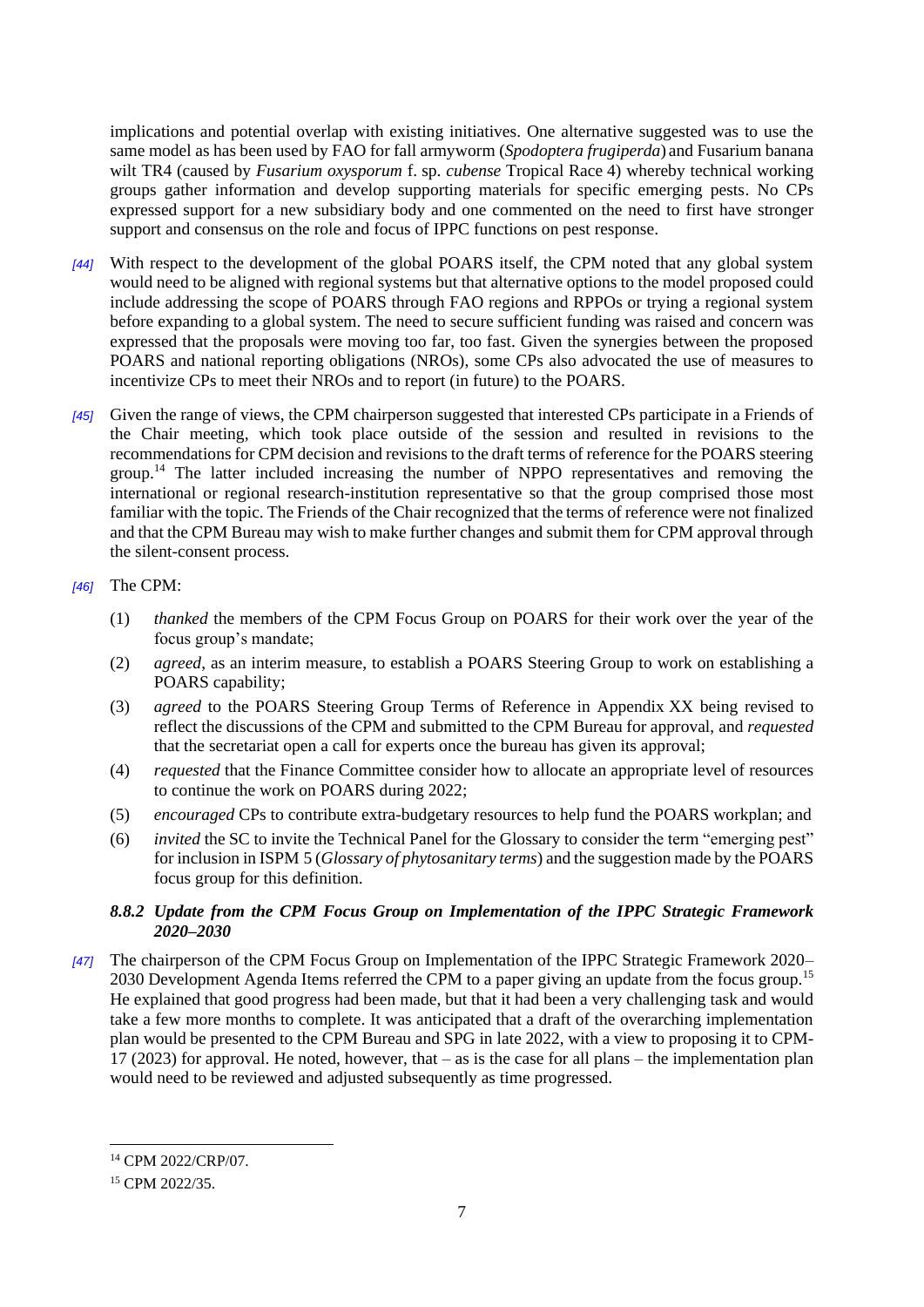implications and potential overlap with existing initiatives. One alternative suggested was to use the same model as has been used by FAO for fall armyworm (*Spodoptera frugiperda*) and Fusarium banana wilt TR4 (caused by *Fusarium oxysporum* f. sp. *cubense* Tropical Race 4) whereby technical working groups gather information and develop supporting materials for specific emerging pests. No CPs expressed support for a new subsidiary body and one commented on the need to first have stronger support and consensus on the role and focus of IPPC functions on pest response.

*[44]* With respect to the development of the global POARS itself, the CPM noted that any global system would need to be aligned with regional systems but that alternative options to the model proposed could include addressing the scope of POARS through FAO regions and RPPOs or trying a regional system before expanding to a global system. The need to secure sufficient funding was raised and concern was expressed that the proposals were moving too far, too fast. Given the synergies between the proposed POARS and national reporting obligations (NROs), some CPs also advocated the use of measures to incentivize CPs to meet their NROs and to report (in future) to the POARS.

*[45]* Given the range of views, the CPM chairperson suggested that interested CPs participate in a Friends of the Chair meeting, which took place outside of the session and resulted in revisions to the recommendations for CPM decision and revisions to the draft terms of reference for the POARS steering group.[14] The latter included increasing the number of NPPO representatives and removing the international or regional research-institution representative so that the group comprised those most familiar with the topic. The Friends of the Chair recognized that the terms of reference were not finalized and that the CPM Bureau may wish to make further changes and submit them for CPM approval through the silent-consent process.

*[46]* The CPM:

(1) *thanked* the members of the CPM Focus Group on POARS for their work over the year of the focus group's mandate;

(2) *agreed*, as an interim measure, to establish a POARS Steering Group to work on establishing a POARS capability;

(3) *agreed* to the POARS Steering Group Terms of Reference in Appendix XX being revised to reflect the discussions of the CPM and submitted to the CPM Bureau for approval, and *requested* that the secretariat open a call for experts once the bureau has given its approval;

(4) *requested* that the Finance Committee consider how to allocate an appropriate level of resources to continue the work on POARS during 2022;

(5) *encouraged* CPs to contribute extra-budgetary resources to help fund the POARS workplan; and

(6) *invited* the SC to invite the Technical Panel for the Glossary to consider the term "emerging pest" for inclusion in ISPM 5 (*Glossary of phytosanitary terms*) and the suggestion made by the POARS focus group for this definition.

### *8.8.2 Update from the CPM Focus Group on Implementation of the IPPC Strategic Framework 2020–2030*

*[47]* The chairperson of the CPM Focus Group on Implementation of the IPPC Strategic Framework 2020–2030 Development Agenda Items referred the CPM to a paper giving an update from the focus group.[15] He explained that good progress had been made, but that it had been a very challenging task and would take a few more months to complete. It was anticipated that a draft of the overarching implementation plan would be presented to the CPM Bureau and SPG in late 2022, with a view to proposing it to CPM-17 (2023) for approval. He noted, however, that – as is the case for all plans – the implementation plan would need to be reviewed and adjusted subsequently as time progressed.

---

[14] CPM 2022/CRP/07.

[15] CPM 2022/35.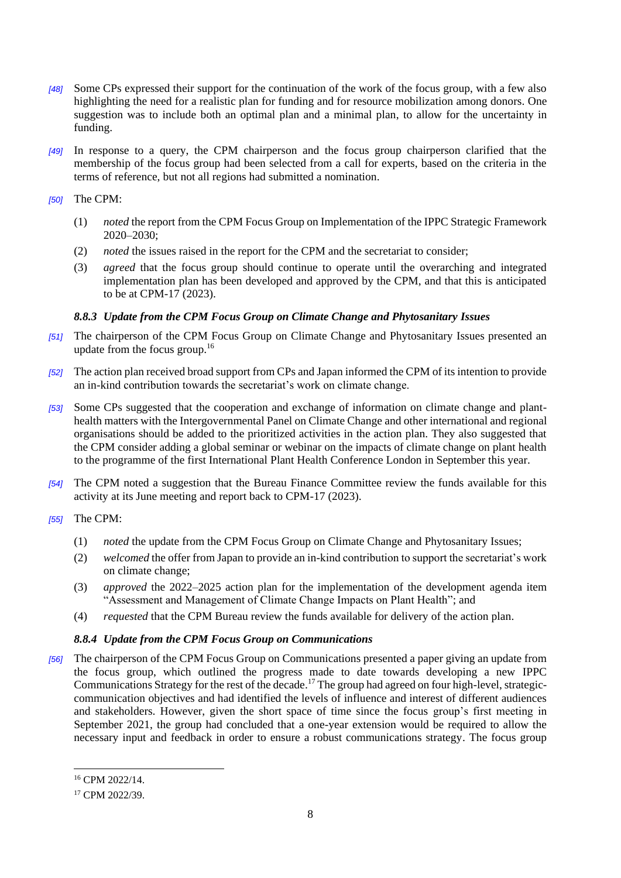*[48]* Some CPs expressed their support for the continuation of the work of the focus group, with a few also highlighting the need for a realistic plan for funding and for resource mobilization among donors. One suggestion was to include both an optimal plan and a minimal plan, to allow for the uncertainty in funding.

*[49]* In response to a query, the CPM chairperson and the focus group chairperson clarified that the membership of the focus group had been selected from a call for experts, based on the criteria in the terms of reference, but not all regions had submitted a nomination.

*[50]* The CPM:

(1) *noted* the report from the CPM Focus Group on Implementation of the IPPC Strategic Framework 2020–2030;

(2) *noted* the issues raised in the report for the CPM and the secretariat to consider;

(3) *agreed* that the focus group should continue to operate until the overarching and integrated implementation plan has been developed and approved by the CPM, and that this is anticipated to be at CPM-17 (2023).

### *8.8.3 Update from the CPM Focus Group on Climate Change and Phytosanitary Issues*

*[51]* The chairperson of the CPM Focus Group on Climate Change and Phytosanitary Issues presented an update from the focus group.[16]

*[52]* The action plan received broad support from CPs and Japan informed the CPM of its intention to provide an in-kind contribution towards the secretariat's work on climate change.

*[53]* Some CPs suggested that the cooperation and exchange of information on climate change and plant-health matters with the Intergovernmental Panel on Climate Change and other international and regional organisations should be added to the prioritized activities in the action plan. They also suggested that the CPM consider adding a global seminar or webinar on the impacts of climate change on plant health to the programme of the first International Plant Health Conference London in September this year.

*[54]* The CPM noted a suggestion that the Bureau Finance Committee review the funds available for this activity at its June meeting and report back to CPM-17 (2023).

*[55]* The CPM:

(1) *noted* the update from the CPM Focus Group on Climate Change and Phytosanitary Issues;

(2) *welcomed* the offer from Japan to provide an in-kind contribution to support the secretariat's work on climate change;

(3) *approved* the 2022–2025 action plan for the implementation of the development agenda item "Assessment and Management of Climate Change Impacts on Plant Health"; and

(4) *requested* that the CPM Bureau review the funds available for delivery of the action plan.

### *8.8.4 Update from the CPM Focus Group on Communications*

*[56]* The chairperson of the CPM Focus Group on Communications presented a paper giving an update from the focus group, which outlined the progress made to date towards developing a new IPPC Communications Strategy for the rest of the decade.[17] The group had agreed on four high-level, strategic-communication objectives and had identified the levels of influence and interest of different audiences and stakeholders. However, given the short space of time since the focus group's first meeting in September 2021, the group had concluded that a one-year extension would be required to allow the necessary input and feedback in order to ensure a robust communications strategy. The focus group

[16] CPM 2022/14.

[17] CPM 2022/39.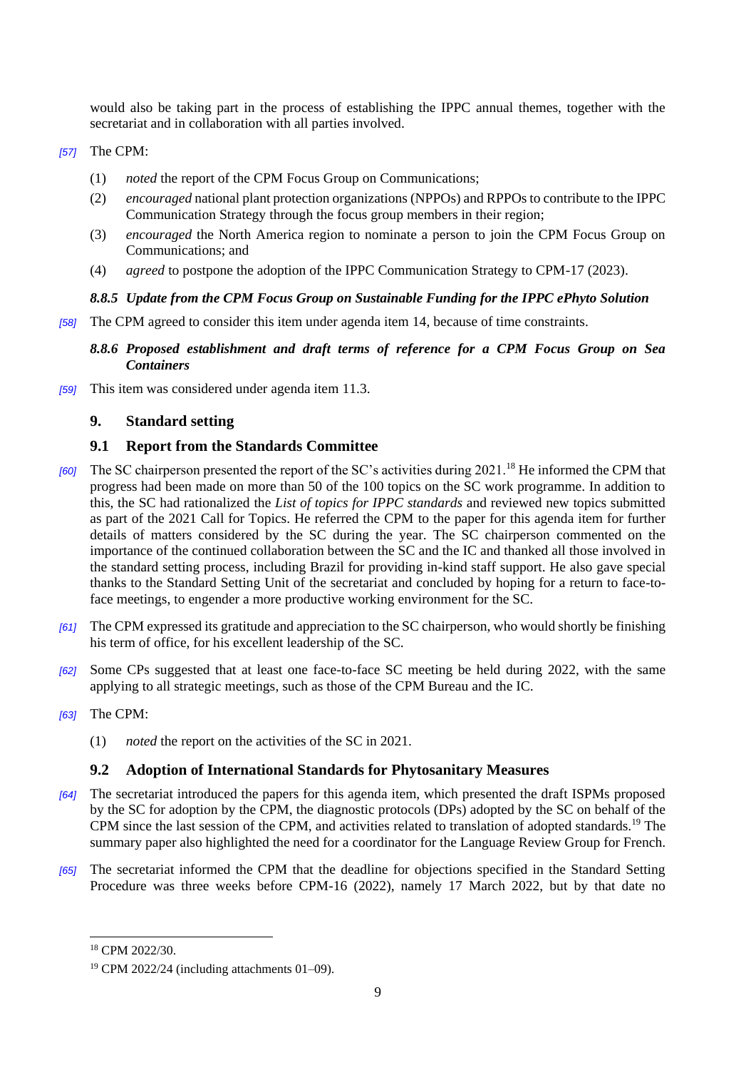would also be taking part in the process of establishing the IPPC annual themes, together with the secretariat and in collaboration with all parties involved.

*[57]* The CPM:

(1) *noted* the report of the CPM Focus Group on Communications;

(2) *encouraged* national plant protection organizations (NPPOs) and RPPOs to contribute to the IPPC Communication Strategy through the focus group members in their region;

(3) *encouraged* the North America region to nominate a person to join the CPM Focus Group on Communications; and

(4) *agreed* to postpone the adoption of the IPPC Communication Strategy to CPM-17 (2023).

#### *8.8.5 Update from the CPM Focus Group on Sustainable Funding for the IPPC ePhyto Solution*

*[58]* The CPM agreed to consider this item under agenda item 14, because of time constraints.

#### *8.8.6 Proposed establishment and draft terms of reference for a CPM Focus Group on Sea Containers*

*[59]* This item was considered under agenda item 11.3.

## 9. Standard setting

### 9.1 Report from the Standards Committee

*[60]* The SC chairperson presented the report of the SC's activities during 2021.[18] He informed the CPM that progress had been made on more than 50 of the 100 topics on the SC work programme. In addition to this, the SC had rationalized the *List of topics for IPPC standards* and reviewed new topics submitted as part of the 2021 Call for Topics. He referred the CPM to the paper for this agenda item for further details of matters considered by the SC during the year. The SC chairperson commented on the importance of the continued collaboration between the SC and the IC and thanked all those involved in the standard setting process, including Brazil for providing in-kind staff support. He also gave special thanks to the Standard Setting Unit of the secretariat and concluded by hoping for a return to face-to-face meetings, to engender a more productive working environment for the SC.

*[61]* The CPM expressed its gratitude and appreciation to the SC chairperson, who would shortly be finishing his term of office, for his excellent leadership of the SC.

*[62]* Some CPs suggested that at least one face-to-face SC meeting be held during 2022, with the same applying to all strategic meetings, such as those of the CPM Bureau and the IC.

*[63]* The CPM:

(1) *noted* the report on the activities of the SC in 2021.

### 9.2 Adoption of International Standards for Phytosanitary Measures

*[64]* The secretariat introduced the papers for this agenda item, which presented the draft ISPMs proposed by the SC for adoption by the CPM, the diagnostic protocols (DPs) adopted by the SC on behalf of the CPM since the last session of the CPM, and activities related to translation of adopted standards.[19] The summary paper also highlighted the need for a coordinator for the Language Review Group for French.

*[65]* The secretariat informed the CPM that the deadline for objections specified in the Standard Setting Procedure was three weeks before CPM-16 (2022), namely 17 March 2022, but by that date no

---

[18] CPM 2022/30.

[19] CPM 2022/24 (including attachments 01–09).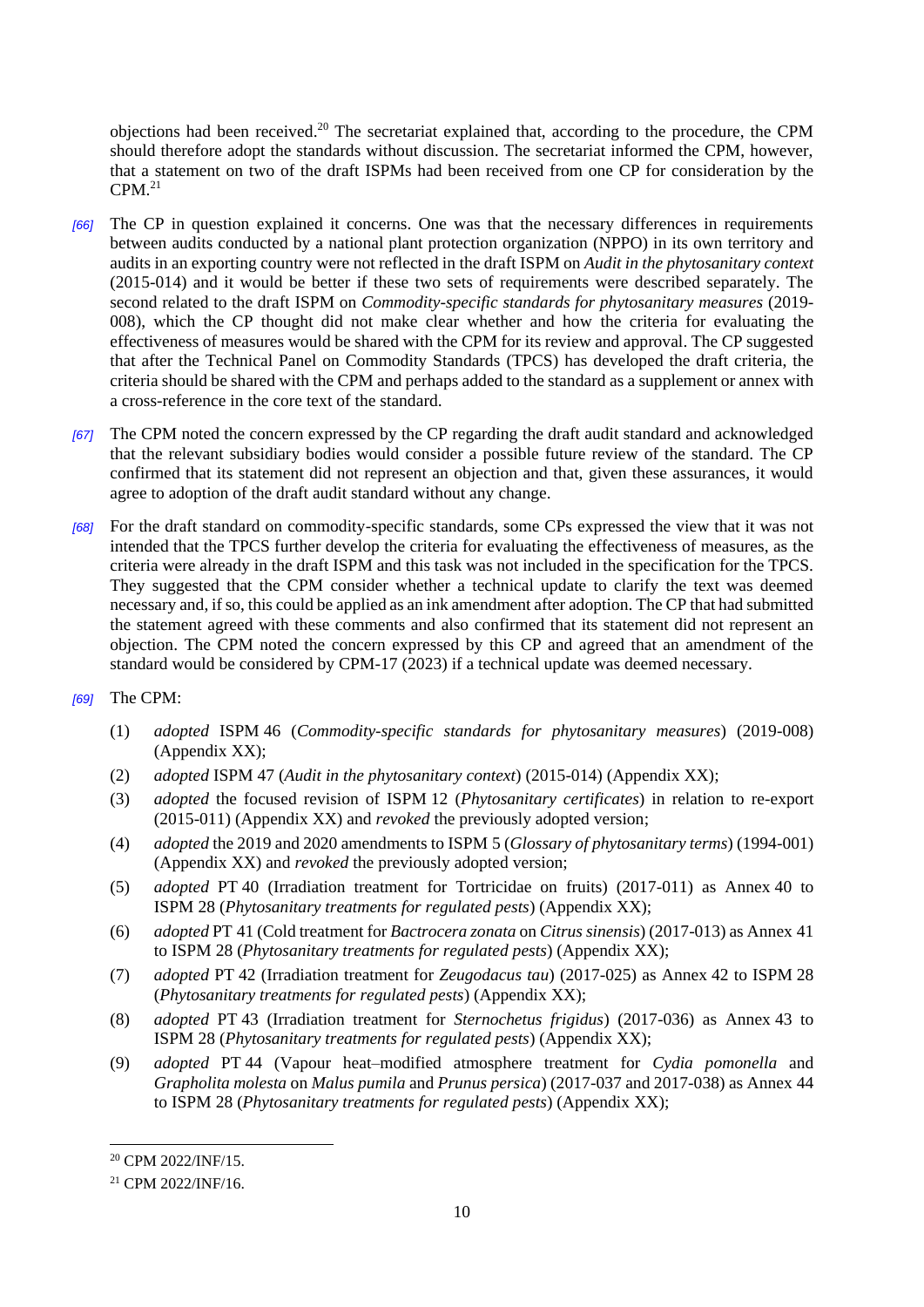objections had been received.[20] The secretariat explained that, according to the procedure, the CPM should therefore adopt the standards without discussion. The secretariat informed the CPM, however, that a statement on two of the draft ISPMs had been received from one CP for consideration by the CPM.[21]

*[66]* The CP in question explained it concerns. One was that the necessary differences in requirements between audits conducted by a national plant protection organization (NPPO) in its own territory and audits in an exporting country were not reflected in the draft ISPM on *Audit in the phytosanitary context* (2015-014) and it would be better if these two sets of requirements were described separately. The second related to the draft ISPM on *Commodity-specific standards for phytosanitary measures* (2019-008), which the CP thought did not make clear whether and how the criteria for evaluating the effectiveness of measures would be shared with the CPM for its review and approval. The CP suggested that after the Technical Panel on Commodity Standards (TPCS) has developed the draft criteria, the criteria should be shared with the CPM and perhaps added to the standard as a supplement or annex with a cross-reference in the core text of the standard.

*[67]* The CPM noted the concern expressed by the CP regarding the draft audit standard and acknowledged that the relevant subsidiary bodies would consider a possible future review of the standard. The CP confirmed that its statement did not represent an objection and that, given these assurances, it would agree to adoption of the draft audit standard without any change.

*[68]* For the draft standard on commodity-specific standards, some CPs expressed the view that it was not intended that the TPCS further develop the criteria for evaluating the effectiveness of measures, as the criteria were already in the draft ISPM and this task was not included in the specification for the TPCS. They suggested that the CPM consider whether a technical update to clarify the text was deemed necessary and, if so, this could be applied as an ink amendment after adoption. The CP that had submitted the statement agreed with these comments and also confirmed that its statement did not represent an objection. The CPM noted the concern expressed by this CP and agreed that an amendment of the standard would be considered by CPM-17 (2023) if a technical update was deemed necessary.

*[69]* The CPM:

(1) *adopted* ISPM 46 (*Commodity-specific standards for phytosanitary measures*) (2019-008) (Appendix XX);

(2) *adopted* ISPM 47 (*Audit in the phytosanitary context*) (2015-014) (Appendix XX);

(3) *adopted* the focused revision of ISPM 12 (*Phytosanitary certificates*) in relation to re-export (2015-011) (Appendix XX) and *revoked* the previously adopted version;

(4) *adopted* the 2019 and 2020 amendments to ISPM 5 (*Glossary of phytosanitary terms*) (1994-001) (Appendix XX) and *revoked* the previously adopted version;

(5) *adopted* PT 40 (Irradiation treatment for Tortricidae on fruits) (2017-011) as Annex 40 to ISPM 28 (*Phytosanitary treatments for regulated pests*) (Appendix XX);

(6) *adopted* PT 41 (Cold treatment for *Bactrocera zonata* on *Citrus sinensis*) (2017-013) as Annex 41 to ISPM 28 (*Phytosanitary treatments for regulated pests*) (Appendix XX);

(7) *adopted* PT 42 (Irradiation treatment for *Zeugodacus tau*) (2017-025) as Annex 42 to ISPM 28 (*Phytosanitary treatments for regulated pests*) (Appendix XX);

(8) *adopted* PT 43 (Irradiation treatment for *Sternochetus frigidus*) (2017-036) as Annex 43 to ISPM 28 (*Phytosanitary treatments for regulated pests*) (Appendix XX);

(9) *adopted* PT 44 (Vapour heat–modified atmosphere treatment for *Cydia pomonella* and *Grapholita molesta* on *Malus pumila* and *Prunus persica*) (2017-037 and 2017-038) as Annex 44 to ISPM 28 (*Phytosanitary treatments for regulated pests*) (Appendix XX);

---

[20] CPM 2022/INF/15.

[21] CPM 2022/INF/16.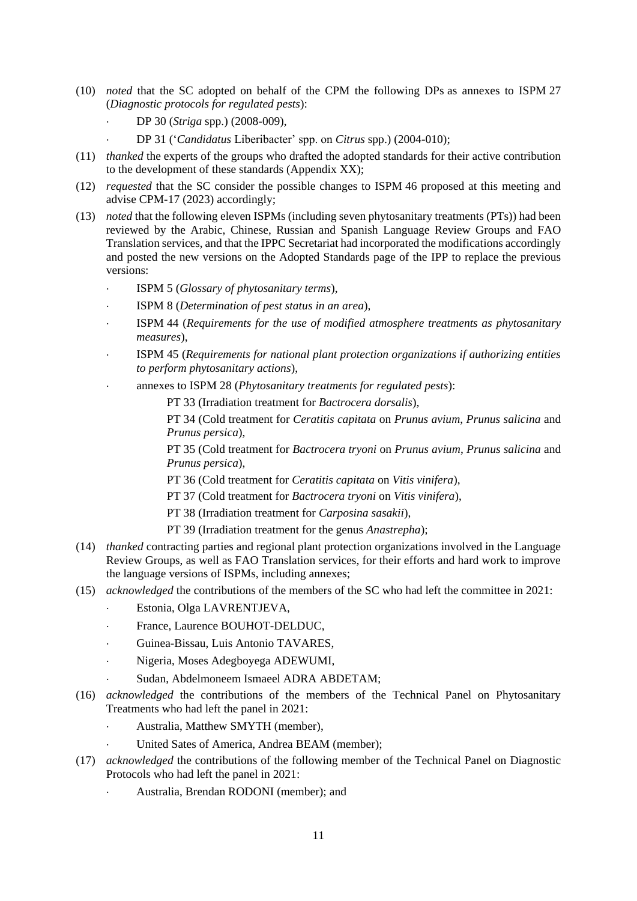(10) *noted* that the SC adopted on behalf of the CPM the following DPs as annexes to ISPM 27 (*Diagnostic protocols for regulated pests*):

- DP 30 (*Striga* spp.) (2008-009),
- DP 31 ('*Candidatus* Liberibacter' spp. on *Citrus* spp.) (2004-010);

(11) *thanked* the experts of the groups who drafted the adopted standards for their active contribution to the development of these standards (Appendix XX);

(12) *requested* that the SC consider the possible changes to ISPM 46 proposed at this meeting and advise CPM-17 (2023) accordingly;

(13) *noted* that the following eleven ISPMs (including seven phytosanitary treatments (PTs)) had been reviewed by the Arabic, Chinese, Russian and Spanish Language Review Groups and FAO Translation services, and that the IPPC Secretariat had incorporated the modifications accordingly and posted the new versions on the Adopted Standards page of the IPP to replace the previous versions:

- ISPM 5 (*Glossary of phytosanitary terms*),
- ISPM 8 (*Determination of pest status in an area*),
- ISPM 44 (*Requirements for the use of modified atmosphere treatments as phytosanitary measures*),
- ISPM 45 (*Requirements for national plant protection organizations if authorizing entities to perform phytosanitary actions*),
- annexes to ISPM 28 (*Phytosanitary treatments for regulated pests*):

  PT 33 (Irradiation treatment for *Bactrocera dorsalis*),

  PT 34 (Cold treatment for *Ceratitis capitata* on *Prunus avium*, *Prunus salicina* and *Prunus persica*),

  PT 35 (Cold treatment for *Bactrocera tryoni* on *Prunus avium*, *Prunus salicina* and *Prunus persica*),

  PT 36 (Cold treatment for *Ceratitis capitata* on *Vitis vinifera*),

  PT 37 (Cold treatment for *Bactrocera tryoni* on *Vitis vinifera*),

  PT 38 (Irradiation treatment for *Carposina sasakii*),

  PT 39 (Irradiation treatment for the genus *Anastrepha*);

(14) *thanked* contracting parties and regional plant protection organizations involved in the Language Review Groups, as well as FAO Translation services, for their efforts and hard work to improve the language versions of ISPMs, including annexes;

(15) *acknowledged* the contributions of the members of the SC who had left the committee in 2021:

- Estonia, Olga LAVRENTJEVA,
- France, Laurence BOUHOT-DELDUC,
- Guinea-Bissau, Luis Antonio TAVARES,
- Nigeria, Moses Adegboyega ADEWUMI,
- Sudan, Abdelmoneem Ismaeel ADRA ABDETAM;

(16) *acknowledged* the contributions of the members of the Technical Panel on Phytosanitary Treatments who had left the panel in 2021:

- Australia, Matthew SMYTH (member),
- United Sates of America, Andrea BEAM (member);

(17) *acknowledged* the contributions of the following member of the Technical Panel on Diagnostic Protocols who had left the panel in 2021:

- Australia, Brendan RODONI (member); and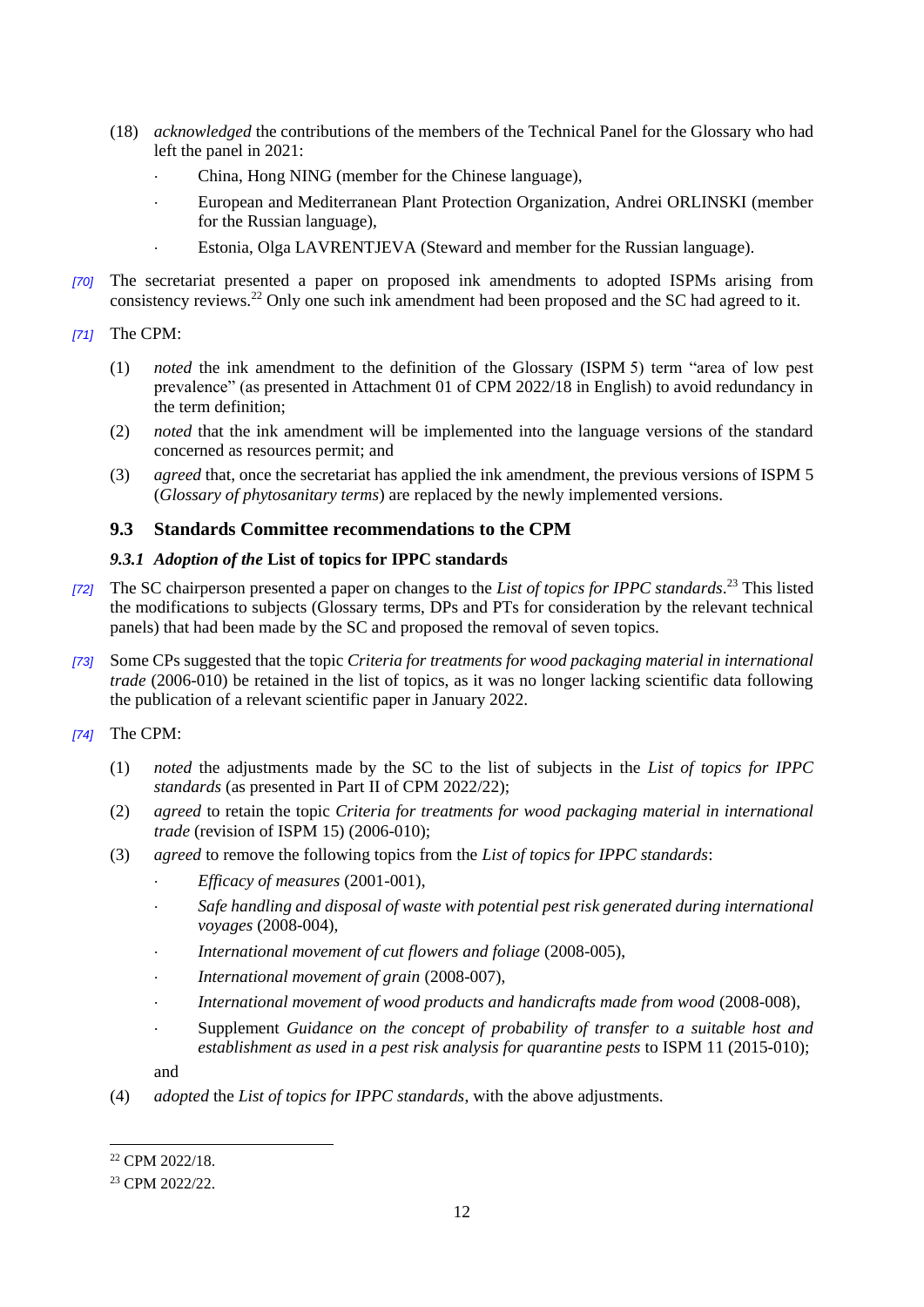(18) *acknowledged* the contributions of the members of the Technical Panel for the Glossary who had left the panel in 2021:

- China, Hong NING (member for the Chinese language),
- European and Mediterranean Plant Protection Organization, Andrei ORLINSKI (member for the Russian language),
- Estonia, Olga LAVRENTJEVA (Steward and member for the Russian language).

*[70]* The secretariat presented a paper on proposed ink amendments to adopted ISPMs arising from consistency reviews.[22] Only one such ink amendment had been proposed and the SC had agreed to it.

*[71]* The CPM:

(1) *noted* the ink amendment to the definition of the Glossary (ISPM 5) term "area of low pest prevalence" (as presented in Attachment 01 of CPM 2022/18 in English) to avoid redundancy in the term definition;

(2) *noted* that the ink amendment will be implemented into the language versions of the standard concerned as resources permit; and

(3) *agreed* that, once the secretariat has applied the ink amendment, the previous versions of ISPM 5 (*Glossary of phytosanitary terms*) are replaced by the newly implemented versions.

## 9.3 Standards Committee recommendations to the CPM

### *9.3.1 Adoption of the* List of topics for IPPC standards

*[72]* The SC chairperson presented a paper on changes to the *List of topics for IPPC standards*.[23] This listed the modifications to subjects (Glossary terms, DPs and PTs for consideration by the relevant technical panels) that had been made by the SC and proposed the removal of seven topics.

*[73]* Some CPs suggested that the topic *Criteria for treatments for wood packaging material in international trade* (2006-010) be retained in the list of topics, as it was no longer lacking scientific data following the publication of a relevant scientific paper in January 2022.

*[74]* The CPM:

(1) *noted* the adjustments made by the SC to the list of subjects in the *List of topics for IPPC standards* (as presented in Part II of CPM 2022/22);

(2) *agreed* to retain the topic *Criteria for treatments for wood packaging material in international trade* (revision of ISPM 15) (2006-010);

(3) *agreed* to remove the following topics from the *List of topics for IPPC standards*:

- *Efficacy of measures* (2001-001),
- *Safe handling and disposal of waste with potential pest risk generated during international voyages* (2008-004),
- *International movement of cut flowers and foliage* (2008-005),
- *International movement of grain* (2008-007),
- *International movement of wood products and handicrafts made from wood* (2008-008),
- Supplement *Guidance on the concept of probability of transfer to a suitable host and establishment as used in a pest risk analysis for quarantine pests* to ISPM 11 (2015-010);

and

(4) *adopted* the *List of topics for IPPC standards*, with the above adjustments.

---

[22] CPM 2022/18.

[23] CPM 2022/22.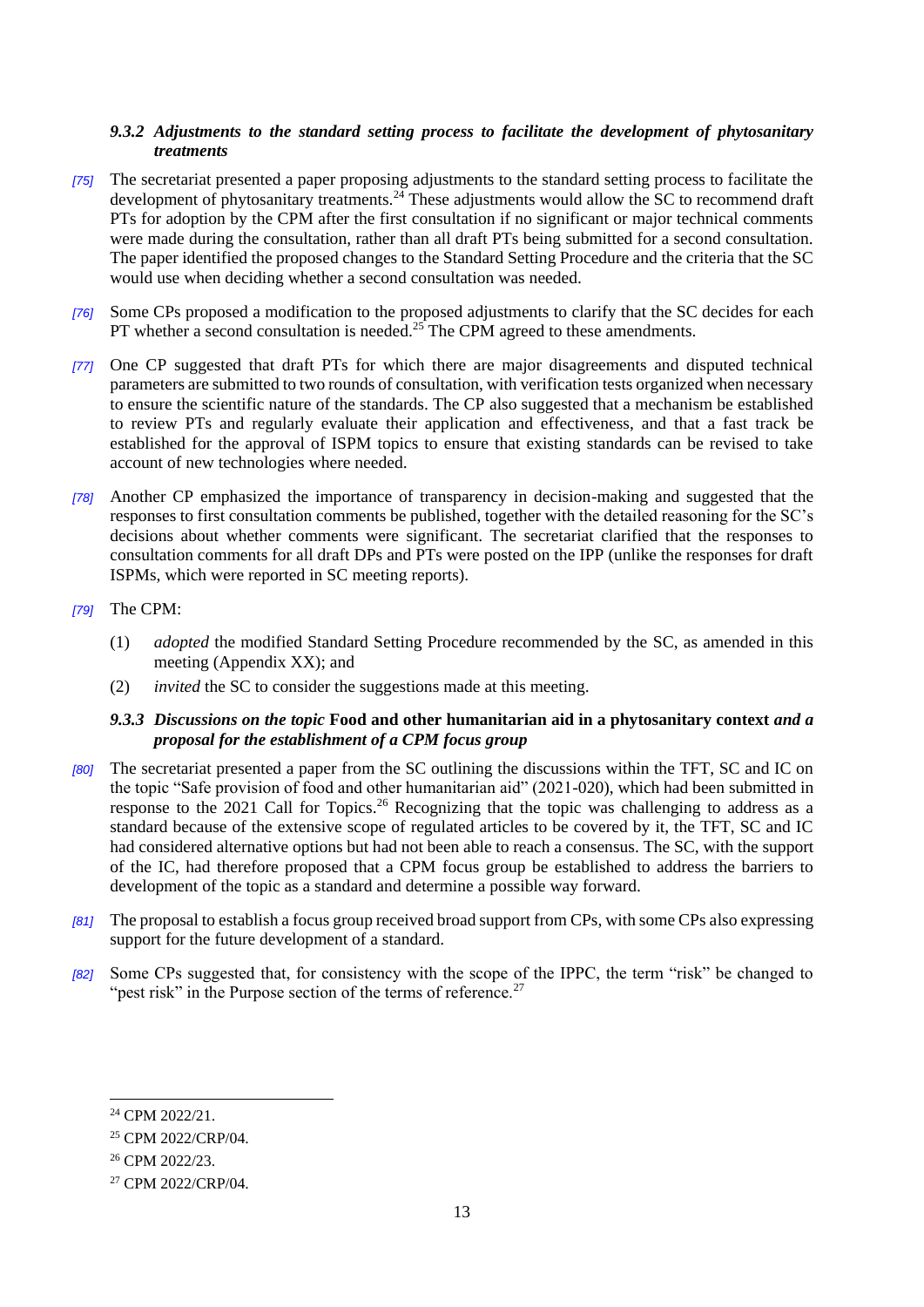### *9.3.2 Adjustments to the standard setting process to facilitate the development of phytosanitary treatments*

*[75]* The secretariat presented a paper proposing adjustments to the standard setting process to facilitate the development of phytosanitary treatments.[24] These adjustments would allow the SC to recommend draft PTs for adoption by the CPM after the first consultation if no significant or major technical comments were made during the consultation, rather than all draft PTs being submitted for a second consultation. The paper identified the proposed changes to the Standard Setting Procedure and the criteria that the SC would use when deciding whether a second consultation was needed.

*[76]* Some CPs proposed a modification to the proposed adjustments to clarify that the SC decides for each PT whether a second consultation is needed.[25] The CPM agreed to these amendments.

*[77]* One CP suggested that draft PTs for which there are major disagreements and disputed technical parameters are submitted to two rounds of consultation, with verification tests organized when necessary to ensure the scientific nature of the standards. The CP also suggested that a mechanism be established to review PTs and regularly evaluate their application and effectiveness, and that a fast track be established for the approval of ISPM topics to ensure that existing standards can be revised to take account of new technologies where needed.

*[78]* Another CP emphasized the importance of transparency in decision-making and suggested that the responses to first consultation comments be published, together with the detailed reasoning for the SC's decisions about whether comments were significant. The secretariat clarified that the responses to consultation comments for all draft DPs and PTs were posted on the IPP (unlike the responses for draft ISPMs, which were reported in SC meeting reports).

*[79]* The CPM:

(1) *adopted* the modified Standard Setting Procedure recommended by the SC, as amended in this meeting (Appendix XX); and

(2) *invited* the SC to consider the suggestions made at this meeting.

### *9.3.3 Discussions on the topic* **Food and other humanitarian aid in a phytosanitary context** *and a proposal for the establishment of a CPM focus group*

*[80]* The secretariat presented a paper from the SC outlining the discussions within the TFT, SC and IC on the topic "Safe provision of food and other humanitarian aid" (2021-020), which had been submitted in response to the 2021 Call for Topics.[26] Recognizing that the topic was challenging to address as a standard because of the extensive scope of regulated articles to be covered by it, the TFT, SC and IC had considered alternative options but had not been able to reach a consensus. The SC, with the support of the IC, had therefore proposed that a CPM focus group be established to address the barriers to development of the topic as a standard and determine a possible way forward.

*[81]* The proposal to establish a focus group received broad support from CPs, with some CPs also expressing support for the future development of a standard.

*[82]* Some CPs suggested that, for consistency with the scope of the IPPC, the term "risk" be changed to "pest risk" in the Purpose section of the terms of reference.[27]

---

[24] CPM 2022/21.

[25] CPM 2022/CRP/04.

[26] CPM 2022/23.

[27] CPM 2022/CRP/04.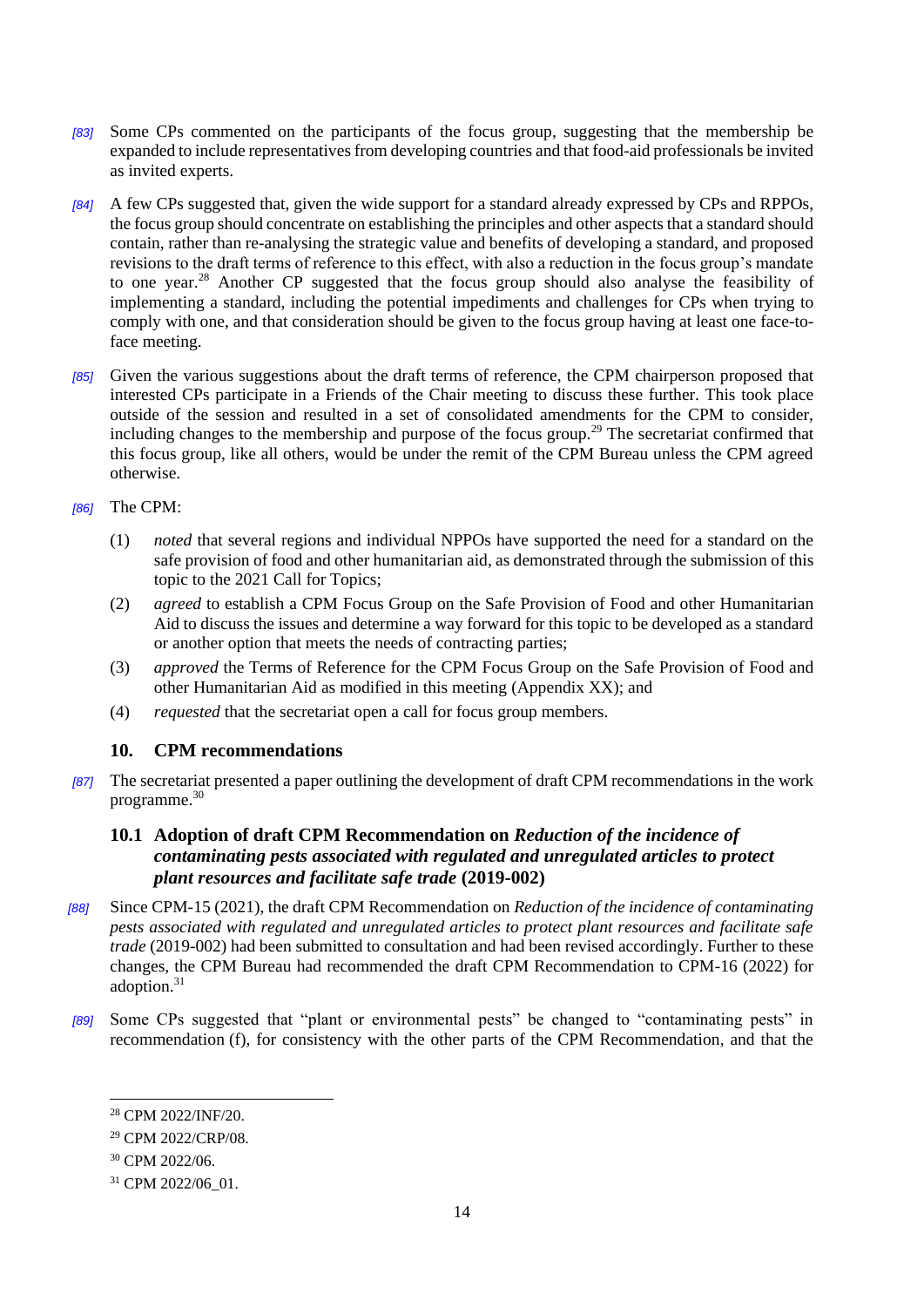*[83]* Some CPs commented on the participants of the focus group, suggesting that the membership be expanded to include representatives from developing countries and that food-aid professionals be invited as invited experts.

*[84]* A few CPs suggested that, given the wide support for a standard already expressed by CPs and RPPOs, the focus group should concentrate on establishing the principles and other aspects that a standard should contain, rather than re-analysing the strategic value and benefits of developing a standard, and proposed revisions to the draft terms of reference to this effect, with also a reduction in the focus group's mandate to one year.[28] Another CP suggested that the focus group should also analyse the feasibility of implementing a standard, including the potential impediments and challenges for CPs when trying to comply with one, and that consideration should be given to the focus group having at least one face-to-face meeting.

*[85]* Given the various suggestions about the draft terms of reference, the CPM chairperson proposed that interested CPs participate in a Friends of the Chair meeting to discuss these further. This took place outside of the session and resulted in a set of consolidated amendments for the CPM to consider, including changes to the membership and purpose of the focus group.[29] The secretariat confirmed that this focus group, like all others, would be under the remit of the CPM Bureau unless the CPM agreed otherwise.

*[86]* The CPM:

(1) *noted* that several regions and individual NPPOs have supported the need for a standard on the safe provision of food and other humanitarian aid, as demonstrated through the submission of this topic to the 2021 Call for Topics;

(2) *agreed* to establish a CPM Focus Group on the Safe Provision of Food and other Humanitarian Aid to discuss the issues and determine a way forward for this topic to be developed as a standard or another option that meets the needs of contracting parties;

(3) *approved* the Terms of Reference for the CPM Focus Group on the Safe Provision of Food and other Humanitarian Aid as modified in this meeting (Appendix XX); and

(4) *requested* that the secretariat open a call for focus group members.

## 10. CPM recommendations

*[87]* The secretariat presented a paper outlining the development of draft CPM recommendations in the work programme.[30]

### 10.1 Adoption of draft CPM Recommendation on *Reduction of the incidence of contaminating pests associated with regulated and unregulated articles to protect plant resources and facilitate safe trade* (2019-002)

*[88]* Since CPM-15 (2021), the draft CPM Recommendation on *Reduction of the incidence of contaminating pests associated with regulated and unregulated articles to protect plant resources and facilitate safe trade* (2019-002) had been submitted to consultation and had been revised accordingly. Further to these changes, the CPM Bureau had recommended the draft CPM Recommendation to CPM-16 (2022) for adoption.[31]

*[89]* Some CPs suggested that "plant or environmental pests" be changed to "contaminating pests" in recommendation (f), for consistency with the other parts of the CPM Recommendation, and that the

---

[28] CPM 2022/INF/20.

[29] CPM 2022/CRP/08.

[30] CPM 2022/06.

[31] CPM 2022/06_01.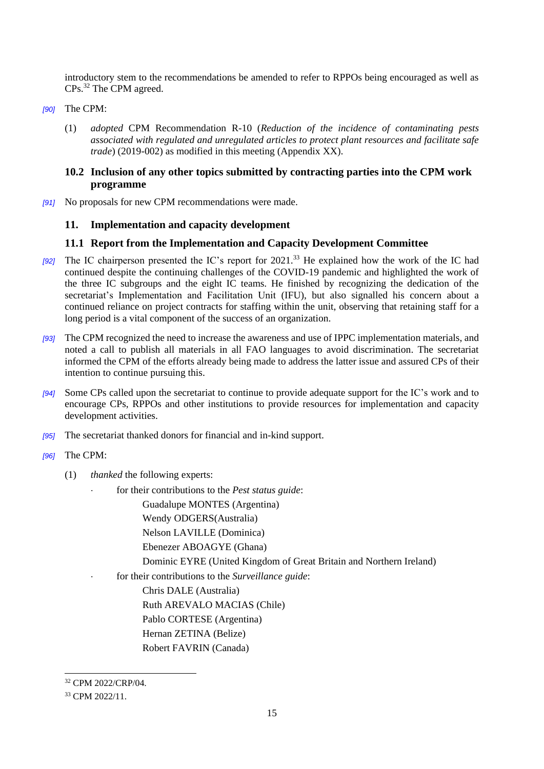introductory stem to the recommendations be amended to refer to RPPOs being encouraged as well as CPs.[32] The CPM agreed.

*[90]* The CPM:

(1) *adopted* CPM Recommendation R-10 (*Reduction of the incidence of contaminating pests associated with regulated and unregulated articles to protect plant resources and facilitate safe trade*) (2019-002) as modified in this meeting (Appendix XX).

### 10.2 Inclusion of any other topics submitted by contracting parties into the CPM work programme

*[91]* No proposals for new CPM recommendations were made.

## 11. Implementation and capacity development

### 11.1 Report from the Implementation and Capacity Development Committee

*[92]* The IC chairperson presented the IC's report for 2021.[33] He explained how the work of the IC had continued despite the continuing challenges of the COVID-19 pandemic and highlighted the work of the three IC subgroups and the eight IC teams. He finished by recognizing the dedication of the secretariat's Implementation and Facilitation Unit (IFU), but also signalled his concern about a continued reliance on project contracts for staffing within the unit, observing that retaining staff for a long period is a vital component of the success of an organization.

*[93]* The CPM recognized the need to increase the awareness and use of IPPC implementation materials, and noted a call to publish all materials in all FAO languages to avoid discrimination. The secretariat informed the CPM of the efforts already being made to address the latter issue and assured CPs of their intention to continue pursuing this.

*[94]* Some CPs called upon the secretariat to continue to provide adequate support for the IC's work and to encourage CPs, RPPOs and other institutions to provide resources for implementation and capacity development activities.

*[95]* The secretariat thanked donors for financial and in-kind support.

*[96]* The CPM:

(1) *thanked* the following experts:

- for their contributions to the *Pest status guide*:
  - Guadalupe MONTES (Argentina)
  - Wendy ODGERS(Australia)
  - Nelson LAVILLE (Dominica)
  - Ebenezer ABOAGYE (Ghana)
  - Dominic EYRE (United Kingdom of Great Britain and Northern Ireland)
- for their contributions to the *Surveillance guide*:
  - Chris DALE (Australia)
  - Ruth AREVALO MACIAS (Chile)
  - Pablo CORTESE (Argentina)
  - Hernan ZETINA (Belize)
  - Robert FAVRIN (Canada)

---

[32] CPM 2022/CRP/04.

[33] CPM 2022/11.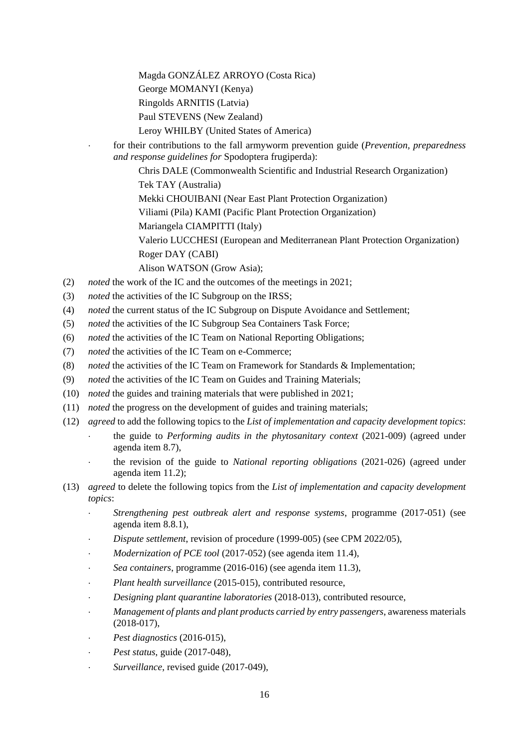Magda GONZÁLEZ ARROYO (Costa Rica)
George MOMANYI (Kenya)
Ringolds ARNITIS (Latvia)
Paul STEVENS (New Zealand)
Leroy WHILBY (United States of America)

- for their contributions to the fall armyworm prevention guide (*Prevention, preparedness and response guidelines for* Spodoptera frugiperda):

  Chris DALE (Commonwealth Scientific and Industrial Research Organization)
  Tek TAY (Australia)
  Mekki CHOUIBANI (Near East Plant Protection Organization)
  Viliami (Pila) KAMI (Pacific Plant Protection Organization)
  Mariangela CIAMPITTI (Italy)
  Valerio LUCCHESI (European and Mediterranean Plant Protection Organization)
  Roger DAY (CABI)
  Alison WATSON (Grow Asia);

(2) *noted* the work of the IC and the outcomes of the meetings in 2021;

(3) *noted* the activities of the IC Subgroup on the IRSS;

(4) *noted* the current status of the IC Subgroup on Dispute Avoidance and Settlement;

(5) *noted* the activities of the IC Subgroup Sea Containers Task Force;

(6) *noted* the activities of the IC Team on National Reporting Obligations;

(7) *noted* the activities of the IC Team on e-Commerce;

(8) *noted* the activities of the IC Team on Framework for Standards & Implementation;

(9) *noted* the activities of the IC Team on Guides and Training Materials;

(10) *noted* the guides and training materials that were published in 2021;

(11) *noted* the progress on the development of guides and training materials;

(12) *agreed* to add the following topics to the *List of implementation and capacity development topics*:

- the guide to *Performing audits in the phytosanitary context* (2021-009) (agreed under agenda item 8.7),
- the revision of the guide to *National reporting obligations* (2021-026) (agreed under agenda item 11.2);

(13) *agreed* to delete the following topics from the *List of implementation and capacity development topics*:

- *Strengthening pest outbreak alert and response systems*, programme (2017-051) (see agenda item 8.8.1),
- *Dispute settlement*, revision of procedure (1999-005) (see CPM 2022/05),
- *Modernization of PCE tool* (2017-052) (see agenda item 11.4),
- *Sea containers*, programme (2016-016) (see agenda item 11.3),
- *Plant health surveillance* (2015-015), contributed resource,
- *Designing plant quarantine laboratories* (2018-013), contributed resource,
- *Management of plants and plant products carried by entry passengers*, awareness materials (2018-017),
- *Pest diagnostics* (2016-015),
- *Pest status*, guide (2017-048),
- *Surveillance*, revised guide (2017-049),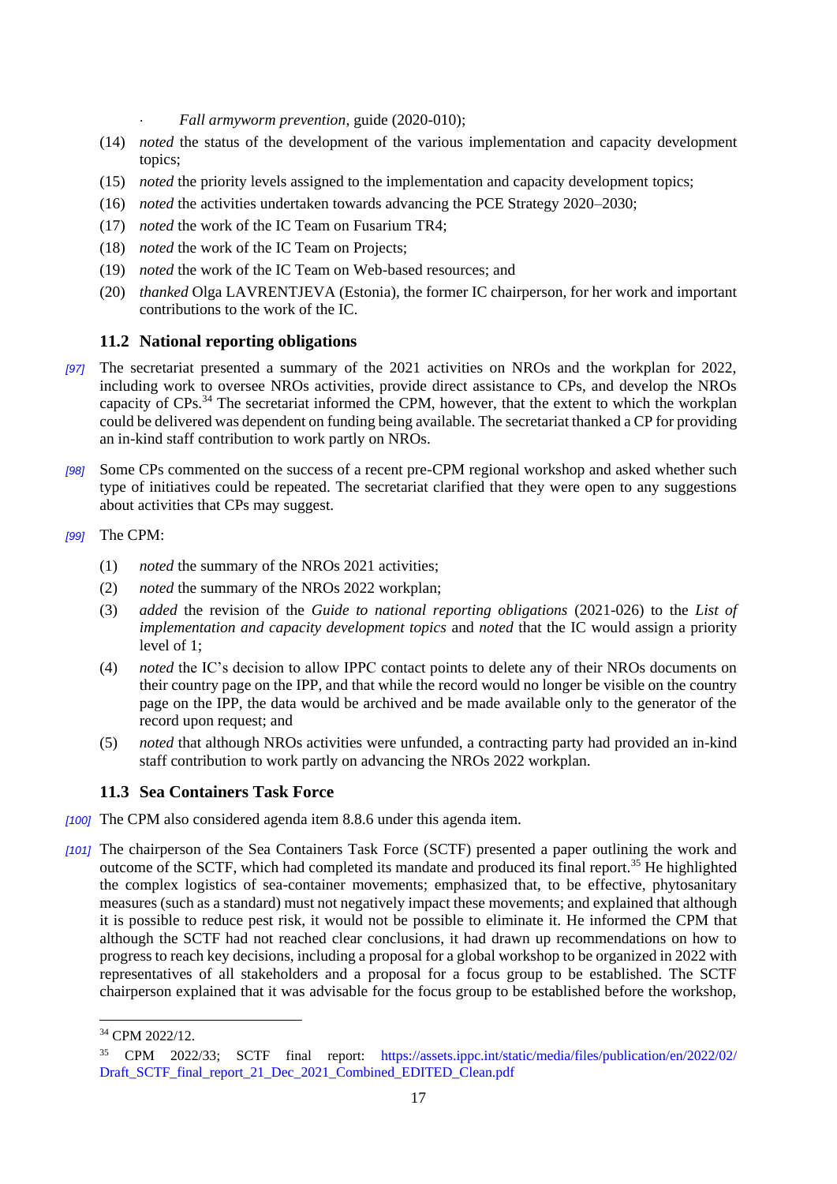- *Fall armyworm prevention*, guide (2020-010);

(14) *noted* the status of the development of the various implementation and capacity development topics;

(15) *noted* the priority levels assigned to the implementation and capacity development topics;

(16) *noted* the activities undertaken towards advancing the PCE Strategy 2020–2030;

(17) *noted* the work of the IC Team on Fusarium TR4;

(18) *noted* the work of the IC Team on Projects;

(19) *noted* the work of the IC Team on Web-based resources; and

(20) *thanked* Olga LAVRENTJEVA (Estonia), the former IC chairperson, for her work and important contributions to the work of the IC.

### 11.2 National reporting obligations

*[97]* The secretariat presented a summary of the 2021 activities on NROs and the workplan for 2022, including work to oversee NROs activities, provide direct assistance to CPs, and develop the NROs capacity of CPs.[34] The secretariat informed the CPM, however, that the extent to which the workplan could be delivered was dependent on funding being available. The secretariat thanked a CP for providing an in-kind staff contribution to work partly on NROs.

*[98]* Some CPs commented on the success of a recent pre-CPM regional workshop and asked whether such type of initiatives could be repeated. The secretariat clarified that they were open to any suggestions about activities that CPs may suggest.

*[99]* The CPM:

(1) *noted* the summary of the NROs 2021 activities;

(2) *noted* the summary of the NROs 2022 workplan;

(3) *added* the revision of the *Guide to national reporting obligations* (2021-026) to the *List of implementation and capacity development topics* and *noted* that the IC would assign a priority level of 1;

(4) *noted* the IC's decision to allow IPPC contact points to delete any of their NROs documents on their country page on the IPP, and that while the record would no longer be visible on the country page on the IPP, the data would be archived and be made available only to the generator of the record upon request; and

(5) *noted* that although NROs activities were unfunded, a contracting party had provided an in-kind staff contribution to work partly on advancing the NROs 2022 workplan.

### 11.3 Sea Containers Task Force

*[100]* The CPM also considered agenda item 8.8.6 under this agenda item.

*[101]* The chairperson of the Sea Containers Task Force (SCTF) presented a paper outlining the work and outcome of the SCTF, which had completed its mandate and produced its final report.[35] He highlighted the complex logistics of sea-container movements; emphasized that, to be effective, phytosanitary measures (such as a standard) must not negatively impact these movements; and explained that although it is possible to reduce pest risk, it would not be possible to eliminate it. He informed the CPM that although the SCTF had not reached clear conclusions, it had drawn up recommendations on how to progress to reach key decisions, including a proposal for a global workshop to be organized in 2022 with representatives of all stakeholders and a proposal for a focus group to be established. The SCTF chairperson explained that it was advisable for the focus group to be established before the workshop,

---

[34] CPM 2022/12.

[35] CPM 2022/33; SCTF final report: https://assets.ippc.int/static/media/files/publication/en/2022/02/Draft_SCTF_final_report_21_Dec_2021_Combined_EDITED_Clean.pdf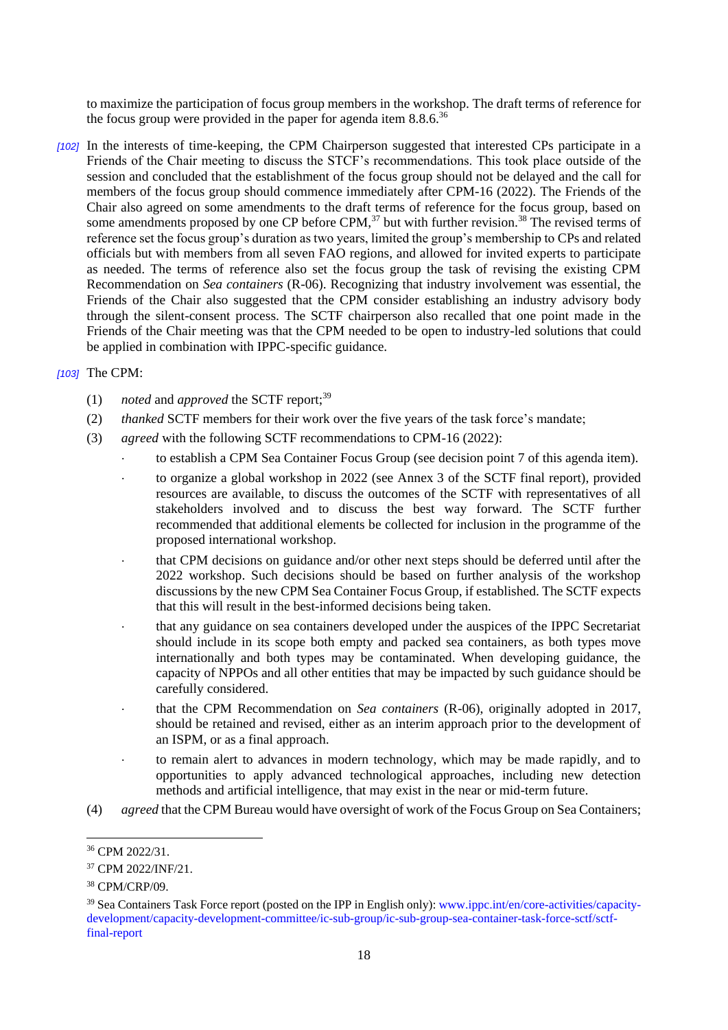to maximize the participation of focus group members in the workshop. The draft terms of reference for the focus group were provided in the paper for agenda item 8.8.6.[36]

*[102]* In the interests of time-keeping, the CPM Chairperson suggested that interested CPs participate in a Friends of the Chair meeting to discuss the STCF's recommendations. This took place outside of the session and concluded that the establishment of the focus group should not be delayed and the call for members of the focus group should commence immediately after CPM-16 (2022). The Friends of the Chair also agreed on some amendments to the draft terms of reference for the focus group, based on some amendments proposed by one CP before CPM,[37] but with further revision.[38] The revised terms of reference set the focus group's duration as two years, limited the group's membership to CPs and related officials but with members from all seven FAO regions, and allowed for invited experts to participate as needed. The terms of reference also set the focus group the task of revising the existing CPM Recommendation on *Sea containers* (R-06). Recognizing that industry involvement was essential, the Friends of the Chair also suggested that the CPM consider establishing an industry advisory body through the silent-consent process. The SCTF chairperson also recalled that one point made in the Friends of the Chair meeting was that the CPM needed to be open to industry-led solutions that could be applied in combination with IPPC-specific guidance.

*[103]* The CPM:

(1) *noted* and *approved* the SCTF report;[39]

(2) *thanked* SCTF members for their work over the five years of the task force's mandate;

(3) *agreed* with the following SCTF recommendations to CPM-16 (2022):

- to establish a CPM Sea Container Focus Group (see decision point 7 of this agenda item).
- to organize a global workshop in 2022 (see Annex 3 of the SCTF final report), provided resources are available, to discuss the outcomes of the SCTF with representatives of all stakeholders involved and to discuss the best way forward. The SCTF further recommended that additional elements be collected for inclusion in the programme of the proposed international workshop.
- that CPM decisions on guidance and/or other next steps should be deferred until after the 2022 workshop. Such decisions should be based on further analysis of the workshop discussions by the new CPM Sea Container Focus Group, if established. The SCTF expects that this will result in the best-informed decisions being taken.
- that any guidance on sea containers developed under the auspices of the IPPC Secretariat should include in its scope both empty and packed sea containers, as both types move internationally and both types may be contaminated. When developing guidance, the capacity of NPPOs and all other entities that may be impacted by such guidance should be carefully considered.
- that the CPM Recommendation on *Sea containers* (R-06), originally adopted in 2017, should be retained and revised, either as an interim approach prior to the development of an ISPM, or as a final approach.
- to remain alert to advances in modern technology, which may be made rapidly, and to opportunities to apply advanced technological approaches, including new detection methods and artificial intelligence, that may exist in the near or mid-term future.

(4) *agreed* that the CPM Bureau would have oversight of work of the Focus Group on Sea Containers;

---

[36] CPM 2022/31.

[37] CPM 2022/INF/21.

[38] CPM/CRP/09.

[39] Sea Containers Task Force report (posted on the IPP in English only): www.ippc.int/en/core-activities/capacity-development/capacity-development-committee/ic-sub-group/ic-sub-group-sea-container-task-force-sctf/sctf-final-report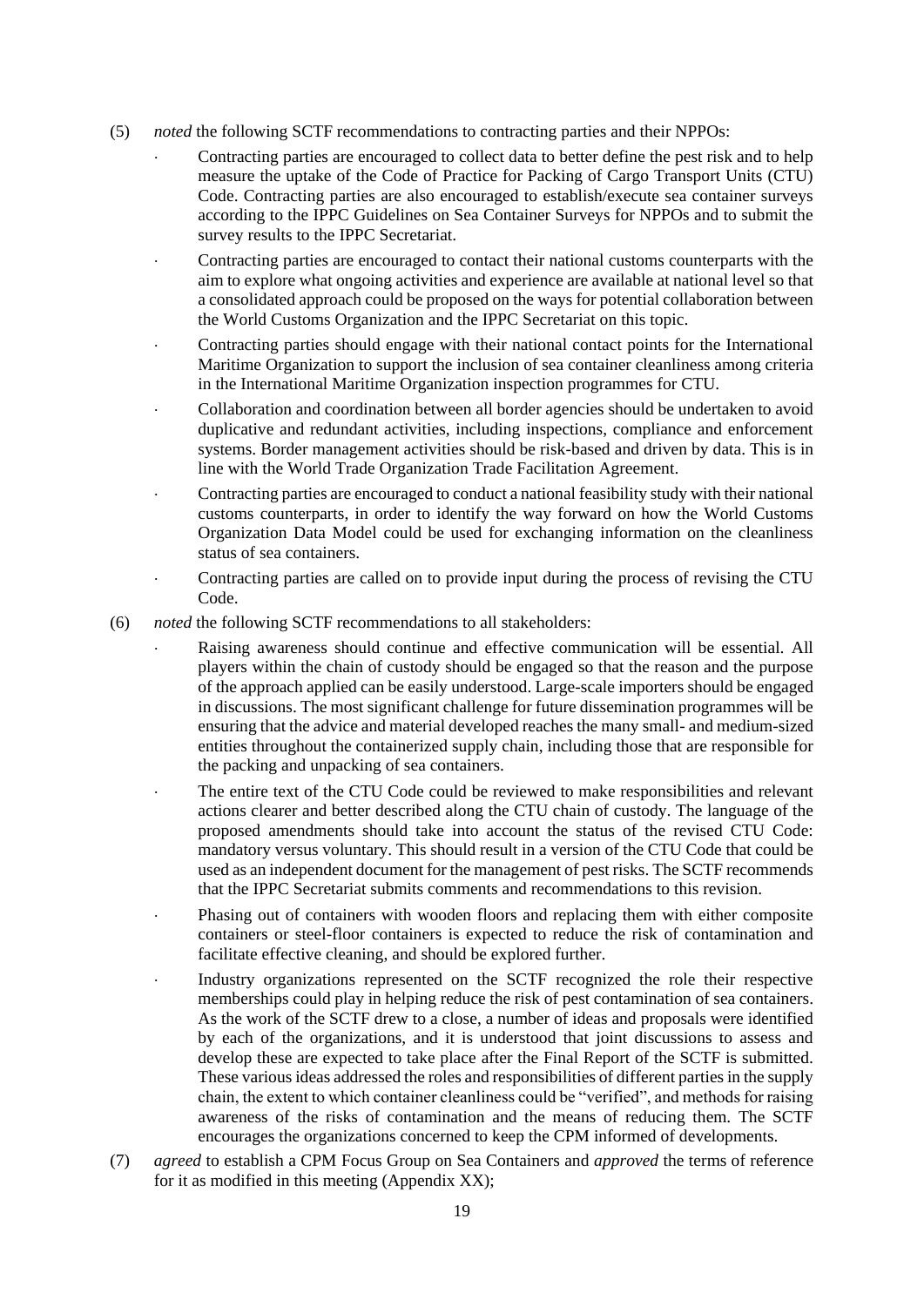(5) *noted* the following SCTF recommendations to contracting parties and their NPPOs:

- Contracting parties are encouraged to collect data to better define the pest risk and to help measure the uptake of the Code of Practice for Packing of Cargo Transport Units (CTU) Code. Contracting parties are also encouraged to establish/execute sea container surveys according to the IPPC Guidelines on Sea Container Surveys for NPPOs and to submit the survey results to the IPPC Secretariat.
- Contracting parties are encouraged to contact their national customs counterparts with the aim to explore what ongoing activities and experience are available at national level so that a consolidated approach could be proposed on the ways for potential collaboration between the World Customs Organization and the IPPC Secretariat on this topic.
- Contracting parties should engage with their national contact points for the International Maritime Organization to support the inclusion of sea container cleanliness among criteria in the International Maritime Organization inspection programmes for CTU.
- Collaboration and coordination between all border agencies should be undertaken to avoid duplicative and redundant activities, including inspections, compliance and enforcement systems. Border management activities should be risk-based and driven by data. This is in line with the World Trade Organization Trade Facilitation Agreement.
- Contracting parties are encouraged to conduct a national feasibility study with their national customs counterparts, in order to identify the way forward on how the World Customs Organization Data Model could be used for exchanging information on the cleanliness status of sea containers.
- Contracting parties are called on to provide input during the process of revising the CTU Code.

(6) *noted* the following SCTF recommendations to all stakeholders:

- Raising awareness should continue and effective communication will be essential. All players within the chain of custody should be engaged so that the reason and the purpose of the approach applied can be easily understood. Large-scale importers should be engaged in discussions. The most significant challenge for future dissemination programmes will be ensuring that the advice and material developed reaches the many small- and medium-sized entities throughout the containerized supply chain, including those that are responsible for the packing and unpacking of sea containers.
- The entire text of the CTU Code could be reviewed to make responsibilities and relevant actions clearer and better described along the CTU chain of custody. The language of the proposed amendments should take into account the status of the revised CTU Code: mandatory versus voluntary. This should result in a version of the CTU Code that could be used as an independent document for the management of pest risks. The SCTF recommends that the IPPC Secretariat submits comments and recommendations to this revision.
- Phasing out of containers with wooden floors and replacing them with either composite containers or steel-floor containers is expected to reduce the risk of contamination and facilitate effective cleaning, and should be explored further.
- Industry organizations represented on the SCTF recognized the role their respective memberships could play in helping reduce the risk of pest contamination of sea containers. As the work of the SCTF drew to a close, a number of ideas and proposals were identified by each of the organizations, and it is understood that joint discussions to assess and develop these are expected to take place after the Final Report of the SCTF is submitted. These various ideas addressed the roles and responsibilities of different parties in the supply chain, the extent to which container cleanliness could be "verified", and methods for raising awareness of the risks of contamination and the means of reducing them. The SCTF encourages the organizations concerned to keep the CPM informed of developments.

(7) *agreed* to establish a CPM Focus Group on Sea Containers and *approved* the terms of reference for it as modified in this meeting (Appendix XX);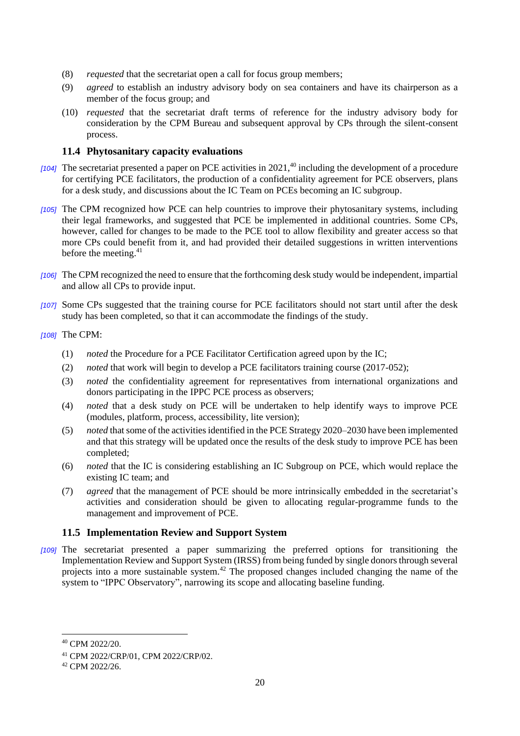(8) *requested* that the secretariat open a call for focus group members;

(9) *agreed* to establish an industry advisory body on sea containers and have its chairperson as a member of the focus group; and

(10) *requested* that the secretariat draft terms of reference for the industry advisory body for consideration by the CPM Bureau and subsequent approval by CPs through the silent-consent process.

### 11.4 Phytosanitary capacity evaluations

*[104]* The secretariat presented a paper on PCE activities in 2021,[40] including the development of a procedure for certifying PCE facilitators, the production of a confidentiality agreement for PCE observers, plans for a desk study, and discussions about the IC Team on PCEs becoming an IC subgroup.

*[105]* The CPM recognized how PCE can help countries to improve their phytosanitary systems, including their legal frameworks, and suggested that PCE be implemented in additional countries. Some CPs, however, called for changes to be made to the PCE tool to allow flexibility and greater access so that more CPs could benefit from it, and had provided their detailed suggestions in written interventions before the meeting.[41]

*[106]* The CPM recognized the need to ensure that the forthcoming desk study would be independent, impartial and allow all CPs to provide input.

*[107]* Some CPs suggested that the training course for PCE facilitators should not start until after the desk study has been completed, so that it can accommodate the findings of the study.

*[108]* The CPM:

(1) *noted* the Procedure for a PCE Facilitator Certification agreed upon by the IC;

(2) *noted* that work will begin to develop a PCE facilitators training course (2017-052);

(3) *noted* the confidentiality agreement for representatives from international organizations and donors participating in the IPPC PCE process as observers;

(4) *noted* that a desk study on PCE will be undertaken to help identify ways to improve PCE (modules, platform, process, accessibility, lite version);

(5) *noted* that some of the activities identified in the PCE Strategy 2020–2030 have been implemented and that this strategy will be updated once the results of the desk study to improve PCE has been completed;

(6) *noted* that the IC is considering establishing an IC Subgroup on PCE, which would replace the existing IC team; and

(7) *agreed* that the management of PCE should be more intrinsically embedded in the secretariat's activities and consideration should be given to allocating regular-programme funds to the management and improvement of PCE.

### 11.5 Implementation Review and Support System

*[109]* The secretariat presented a paper summarizing the preferred options for transitioning the Implementation Review and Support System (IRSS) from being funded by single donors through several projects into a more sustainable system.[42] The proposed changes included changing the name of the system to "IPPC Observatory", narrowing its scope and allocating baseline funding.

---

[40] CPM 2022/20.

[41] CPM 2022/CRP/01, CPM 2022/CRP/02.

[42] CPM 2022/26.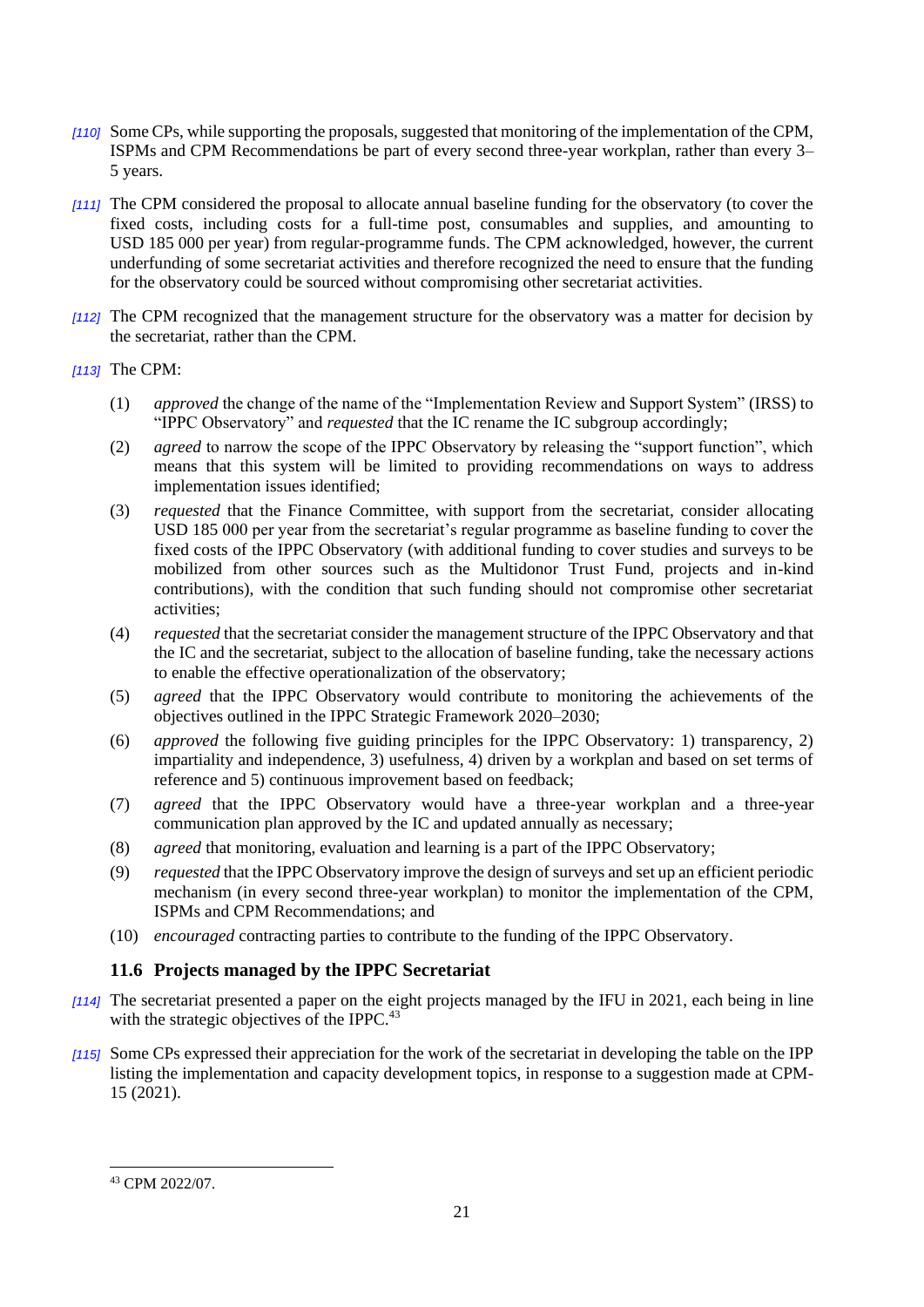[110] Some CPs, while supporting the proposals, suggested that monitoring of the implementation of the CPM, ISPMs and CPM Recommendations be part of every second three-year workplan, rather than every 3–5 years.

[111] The CPM considered the proposal to allocate annual baseline funding for the observatory (to cover the fixed costs, including costs for a full-time post, consumables and supplies, and amounting to USD 185 000 per year) from regular-programme funds. The CPM acknowledged, however, the current underfunding of some secretariat activities and therefore recognized the need to ensure that the funding for the observatory could be sourced without compromising other secretariat activities.

[112] The CPM recognized that the management structure for the observatory was a matter for decision by the secretariat, rather than the CPM.

[113] The CPM:

(1) *approved* the change of the name of the "Implementation Review and Support System" (IRSS) to "IPPC Observatory" and *requested* that the IC rename the IC subgroup accordingly;

(2) *agreed* to narrow the scope of the IPPC Observatory by releasing the "support function", which means that this system will be limited to providing recommendations on ways to address implementation issues identified;

(3) *requested* that the Finance Committee, with support from the secretariat, consider allocating USD 185 000 per year from the secretariat's regular programme as baseline funding to cover the fixed costs of the IPPC Observatory (with additional funding to cover studies and surveys to be mobilized from other sources such as the Multidonor Trust Fund, projects and in-kind contributions), with the condition that such funding should not compromise other secretariat activities;

(4) *requested* that the secretariat consider the management structure of the IPPC Observatory and that the IC and the secretariat, subject to the allocation of baseline funding, take the necessary actions to enable the effective operationalization of the observatory;

(5) *agreed* that the IPPC Observatory would contribute to monitoring the achievements of the objectives outlined in the IPPC Strategic Framework 2020–2030;

(6) *approved* the following five guiding principles for the IPPC Observatory: 1) transparency, 2) impartiality and independence, 3) usefulness, 4) driven by a workplan and based on set terms of reference and 5) continuous improvement based on feedback;

(7) *agreed* that the IPPC Observatory would have a three-year workplan and a three-year communication plan approved by the IC and updated annually as necessary;

(8) *agreed* that monitoring, evaluation and learning is a part of the IPPC Observatory;

(9) *requested* that the IPPC Observatory improve the design of surveys and set up an efficient periodic mechanism (in every second three-year workplan) to monitor the implementation of the CPM, ISPMs and CPM Recommendations; and

(10) *encouraged* contracting parties to contribute to the funding of the IPPC Observatory.

### 11.6 Projects managed by the IPPC Secretariat

[114] The secretariat presented a paper on the eight projects managed by the IFU in 2021, each being in line with the strategic objectives of the IPPC.[43]

[115] Some CPs expressed their appreciation for the work of the secretariat in developing the table on the IPP listing the implementation and capacity development topics, in response to a suggestion made at CPM-15 (2021).

[43] CPM 2022/07.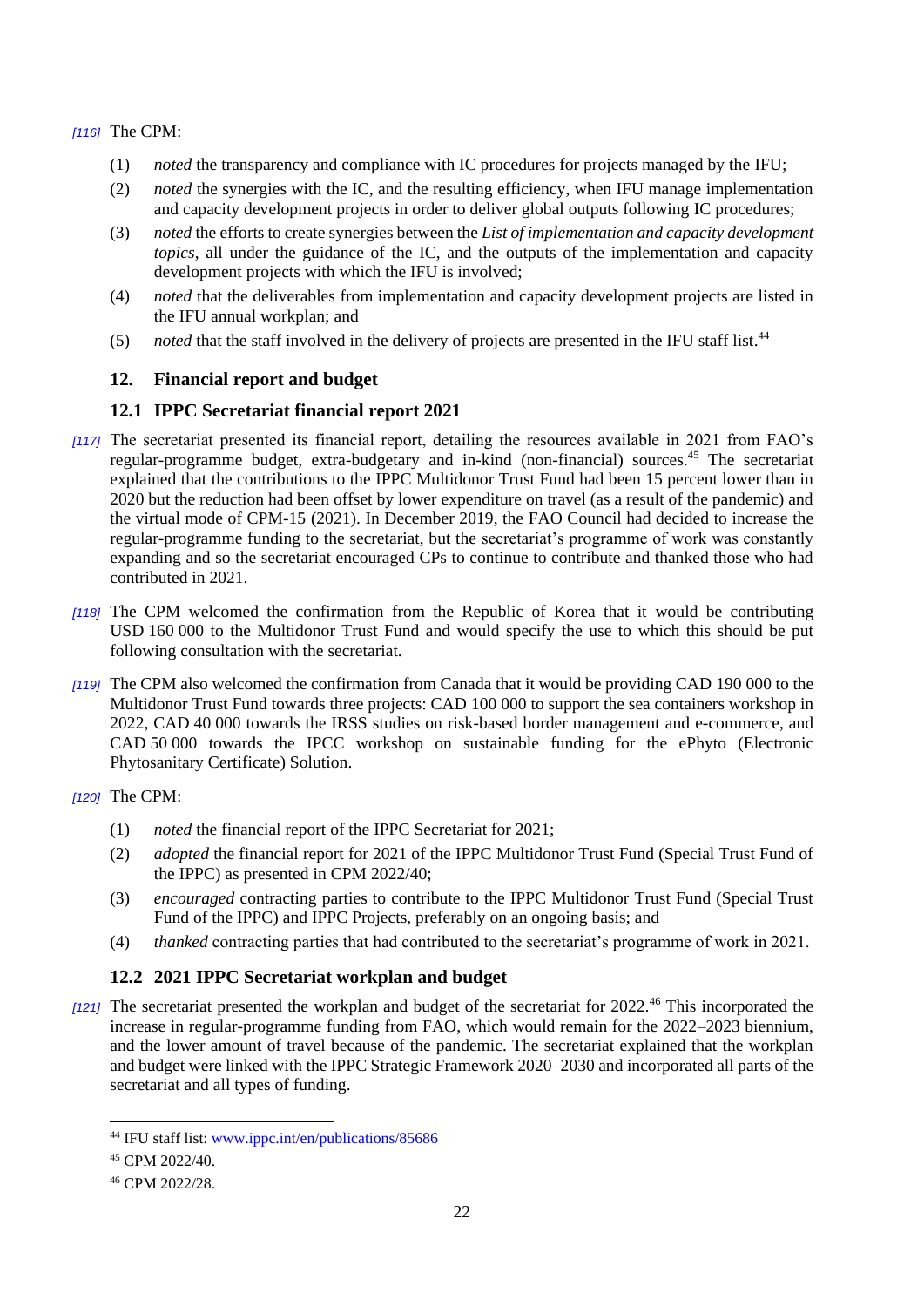[116] The CPM:

(1) *noted* the transparency and compliance with IC procedures for projects managed by the IFU;

(2) *noted* the synergies with the IC, and the resulting efficiency, when IFU manage implementation and capacity development projects in order to deliver global outputs following IC procedures;

(3) *noted* the efforts to create synergies between the *List of implementation and capacity development topics*, all under the guidance of the IC, and the outputs of the implementation and capacity development projects with which the IFU is involved;

(4) *noted* that the deliverables from implementation and capacity development projects are listed in the IFU annual workplan; and

(5) *noted* that the staff involved in the delivery of projects are presented in the IFU staff list.[44]

## 12. Financial report and budget

### 12.1 IPPC Secretariat financial report 2021

[117] The secretariat presented its financial report, detailing the resources available in 2021 from FAO's regular-programme budget, extra-budgetary and in-kind (non-financial) sources.[45] The secretariat explained that the contributions to the IPPC Multidonor Trust Fund had been 15 percent lower than in 2020 but the reduction had been offset by lower expenditure on travel (as a result of the pandemic) and the virtual mode of CPM-15 (2021). In December 2019, the FAO Council had decided to increase the regular-programme funding to the secretariat, but the secretariat's programme of work was constantly expanding and so the secretariat encouraged CPs to continue to contribute and thanked those who had contributed in 2021.

[118] The CPM welcomed the confirmation from the Republic of Korea that it would be contributing USD 160 000 to the Multidonor Trust Fund and would specify the use to which this should be put following consultation with the secretariat.

[119] The CPM also welcomed the confirmation from Canada that it would be providing CAD 190 000 to the Multidonor Trust Fund towards three projects: CAD 100 000 to support the sea containers workshop in 2022, CAD 40 000 towards the IRSS studies on risk-based border management and e-commerce, and CAD 50 000 towards the IPCC workshop on sustainable funding for the ePhyto (Electronic Phytosanitary Certificate) Solution.

[120] The CPM:

(1) *noted* the financial report of the IPPC Secretariat for 2021;

(2) *adopted* the financial report for 2021 of the IPPC Multidonor Trust Fund (Special Trust Fund of the IPPC) as presented in CPM 2022/40;

(3) *encouraged* contracting parties to contribute to the IPPC Multidonor Trust Fund (Special Trust Fund of the IPPC) and IPPC Projects, preferably on an ongoing basis; and

(4) *thanked* contracting parties that had contributed to the secretariat's programme of work in 2021.

### 12.2 2021 IPPC Secretariat workplan and budget

[121] The secretariat presented the workplan and budget of the secretariat for 2022.[46] This incorporated the increase in regular-programme funding from FAO, which would remain for the 2022–2023 biennium, and the lower amount of travel because of the pandemic. The secretariat explained that the workplan and budget were linked with the IPPC Strategic Framework 2020–2030 and incorporated all parts of the secretariat and all types of funding.

---

[44] IFU staff list: www.ippc.int/en/publications/85686

[45] CPM 2022/40.

[46] CPM 2022/28.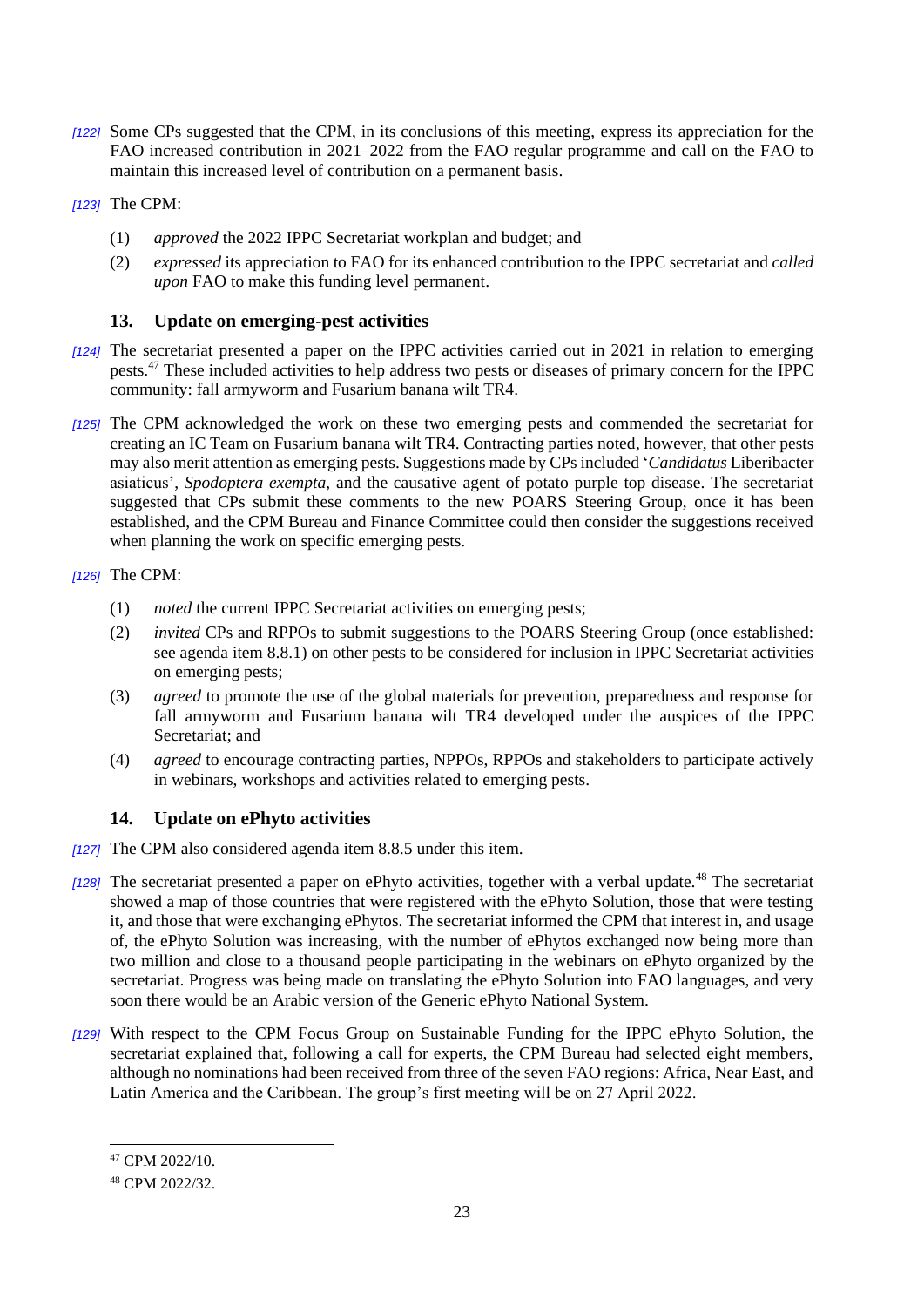*[122]* Some CPs suggested that the CPM, in its conclusions of this meeting, express its appreciation for the FAO increased contribution in 2021–2022 from the FAO regular programme and call on the FAO to maintain this increased level of contribution on a permanent basis.

*[123]* The CPM:

(1) *approved* the 2022 IPPC Secretariat workplan and budget; and

(2) *expressed* its appreciation to FAO for its enhanced contribution to the IPPC secretariat and *called upon* FAO to make this funding level permanent.

## 13. Update on emerging-pest activities

*[124]* The secretariat presented a paper on the IPPC activities carried out in 2021 in relation to emerging pests.[47] These included activities to help address two pests or diseases of primary concern for the IPPC community: fall armyworm and Fusarium banana wilt TR4.

*[125]* The CPM acknowledged the work on these two emerging pests and commended the secretariat for creating an IC Team on Fusarium banana wilt TR4. Contracting parties noted, however, that other pests may also merit attention as emerging pests. Suggestions made by CPs included '*Candidatus* Liberibacter asiaticus', *Spodoptera exempta*, and the causative agent of potato purple top disease. The secretariat suggested that CPs submit these comments to the new POARS Steering Group, once it has been established, and the CPM Bureau and Finance Committee could then consider the suggestions received when planning the work on specific emerging pests.

*[126]* The CPM:

(1) *noted* the current IPPC Secretariat activities on emerging pests;

(2) *invited* CPs and RPPOs to submit suggestions to the POARS Steering Group (once established: see agenda item 8.8.1) on other pests to be considered for inclusion in IPPC Secretariat activities on emerging pests;

(3) *agreed* to promote the use of the global materials for prevention, preparedness and response for fall armyworm and Fusarium banana wilt TR4 developed under the auspices of the IPPC Secretariat; and

(4) *agreed* to encourage contracting parties, NPPOs, RPPOs and stakeholders to participate actively in webinars, workshops and activities related to emerging pests.

## 14. Update on ePhyto activities

*[127]* The CPM also considered agenda item 8.8.5 under this item.

*[128]* The secretariat presented a paper on ePhyto activities, together with a verbal update.[48] The secretariat showed a map of those countries that were registered with the ePhyto Solution, those that were testing it, and those that were exchanging ePhytos. The secretariat informed the CPM that interest in, and usage of, the ePhyto Solution was increasing, with the number of ePhytos exchanged now being more than two million and close to a thousand people participating in the webinars on ePhyto organized by the secretariat. Progress was being made on translating the ePhyto Solution into FAO languages, and very soon there would be an Arabic version of the Generic ePhyto National System.

*[129]* With respect to the CPM Focus Group on Sustainable Funding for the IPPC ePhyto Solution, the secretariat explained that, following a call for experts, the CPM Bureau had selected eight members, although no nominations had been received from three of the seven FAO regions: Africa, Near East, and Latin America and the Caribbean. The group's first meeting will be on 27 April 2022.

---

[47] CPM 2022/10.

[48] CPM 2022/32.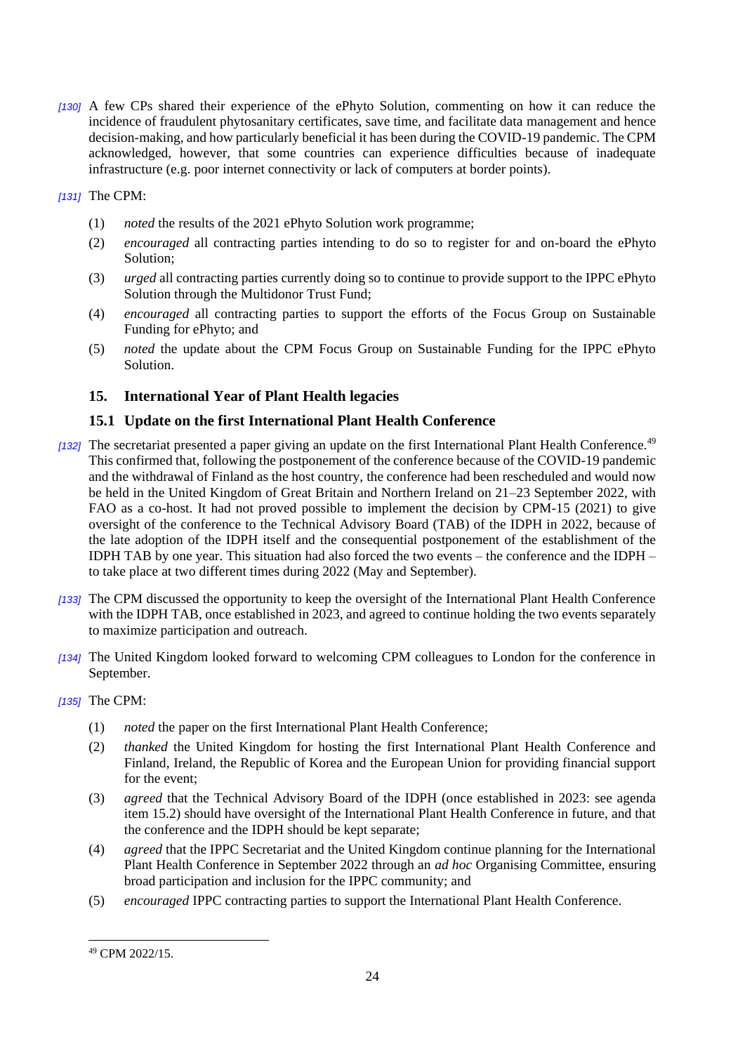*[130]* A few CPs shared their experience of the ePhyto Solution, commenting on how it can reduce the incidence of fraudulent phytosanitary certificates, save time, and facilitate data management and hence decision-making, and how particularly beneficial it has been during the COVID-19 pandemic. The CPM acknowledged, however, that some countries can experience difficulties because of inadequate infrastructure (e.g. poor internet connectivity or lack of computers at border points).

*[131]* The CPM:

(1) *noted* the results of the 2021 ePhyto Solution work programme;

(2) *encouraged* all contracting parties intending to do so to register for and on-board the ePhyto Solution;

(3) *urged* all contracting parties currently doing so to continue to provide support to the IPPC ePhyto Solution through the Multidonor Trust Fund;

(4) *encouraged* all contracting parties to support the efforts of the Focus Group on Sustainable Funding for ePhyto; and

(5) *noted* the update about the CPM Focus Group on Sustainable Funding for the IPPC ePhyto Solution.

## 15. International Year of Plant Health legacies

### 15.1 Update on the first International Plant Health Conference

*[132]* The secretariat presented a paper giving an update on the first International Plant Health Conference.[49] This confirmed that, following the postponement of the conference because of the COVID-19 pandemic and the withdrawal of Finland as the host country, the conference had been rescheduled and would now be held in the United Kingdom of Great Britain and Northern Ireland on 21–23 September 2022, with FAO as a co-host. It had not proved possible to implement the decision by CPM-15 (2021) to give oversight of the conference to the Technical Advisory Board (TAB) of the IDPH in 2022, because of the late adoption of the IDPH itself and the consequential postponement of the establishment of the IDPH TAB by one year. This situation had also forced the two events – the conference and the IDPH – to take place at two different times during 2022 (May and September).

*[133]* The CPM discussed the opportunity to keep the oversight of the International Plant Health Conference with the IDPH TAB, once established in 2023, and agreed to continue holding the two events separately to maximize participation and outreach.

*[134]* The United Kingdom looked forward to welcoming CPM colleagues to London for the conference in September.

*[135]* The CPM:

(1) *noted* the paper on the first International Plant Health Conference;

(2) *thanked* the United Kingdom for hosting the first International Plant Health Conference and Finland, Ireland, the Republic of Korea and the European Union for providing financial support for the event;

(3) *agreed* that the Technical Advisory Board of the IDPH (once established in 2023: see agenda item 15.2) should have oversight of the International Plant Health Conference in future, and that the conference and the IDPH should be kept separate;

(4) *agreed* that the IPPC Secretariat and the United Kingdom continue planning for the International Plant Health Conference in September 2022 through an *ad hoc* Organising Committee, ensuring broad participation and inclusion for the IPPC community; and

(5) *encouraged* IPPC contracting parties to support the International Plant Health Conference.

---

[49] CPM 2022/15.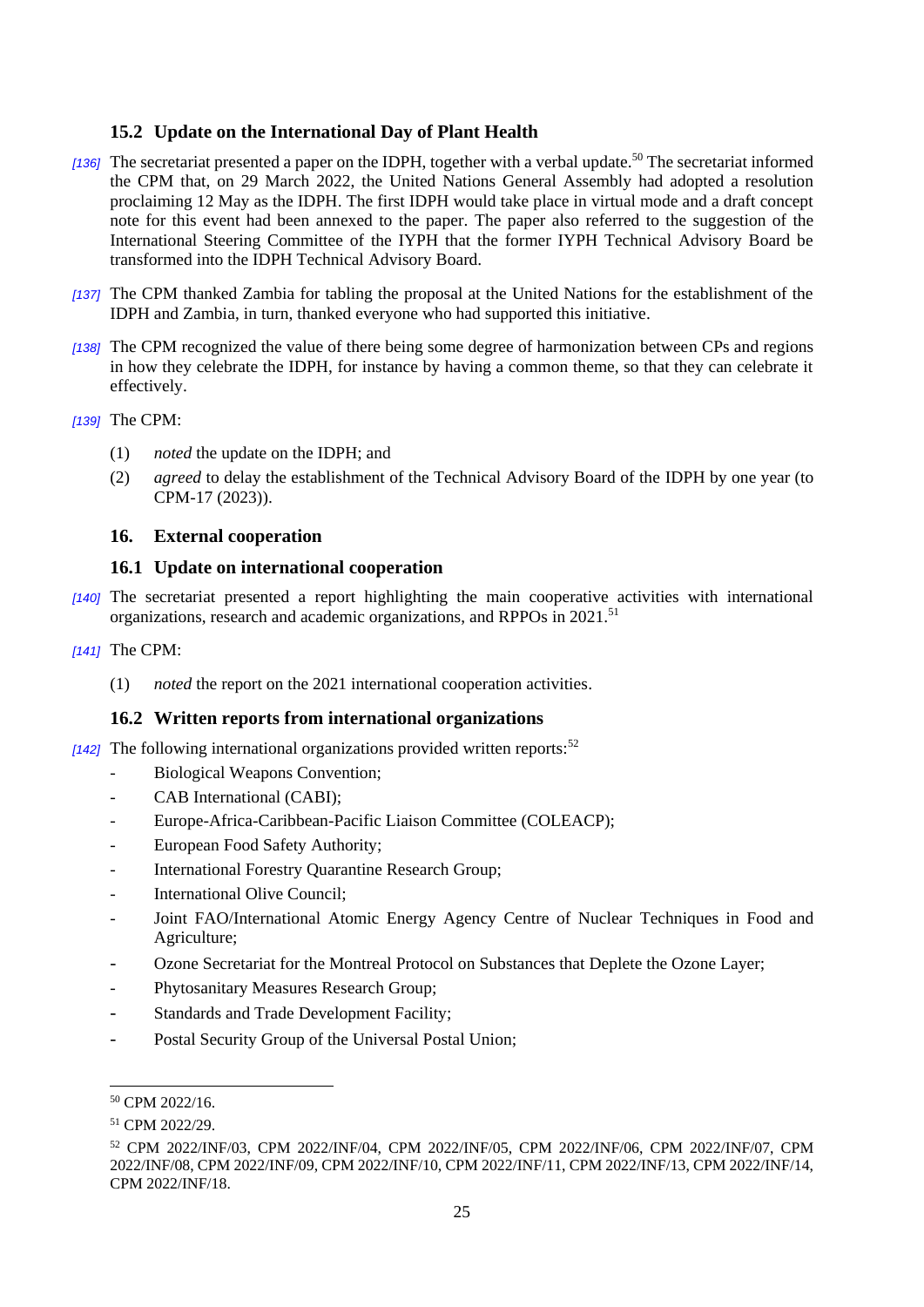### 15.2 Update on the International Day of Plant Health

[136] The secretariat presented a paper on the IDPH, together with a verbal update.[50] The secretariat informed the CPM that, on 29 March 2022, the United Nations General Assembly had adopted a resolution proclaiming 12 May as the IDPH. The first IDPH would take place in virtual mode and a draft concept note for this event had been annexed to the paper. The paper also referred to the suggestion of the International Steering Committee of the IYPH that the former IYPH Technical Advisory Board be transformed into the IDPH Technical Advisory Board.

[137] The CPM thanked Zambia for tabling the proposal at the United Nations for the establishment of the IDPH and Zambia, in turn, thanked everyone who had supported this initiative.

[138] The CPM recognized the value of there being some degree of harmonization between CPs and regions in how they celebrate the IDPH, for instance by having a common theme, so that they can celebrate it effectively.

[139] The CPM:

(1) *noted* the update on the IDPH; and

(2) *agreed* to delay the establishment of the Technical Advisory Board of the IDPH by one year (to CPM-17 (2023)).

## 16. External cooperation

### 16.1 Update on international cooperation

[140] The secretariat presented a report highlighting the main cooperative activities with international organizations, research and academic organizations, and RPPOs in 2021.[51]

[141] The CPM:

(1) *noted* the report on the 2021 international cooperation activities.

### 16.2 Written reports from international organizations

[142] The following international organizations provided written reports:[52]

- Biological Weapons Convention;
- CAB International (CABI);
- Europe-Africa-Caribbean-Pacific Liaison Committee (COLEACP);
- European Food Safety Authority;
- International Forestry Quarantine Research Group;
- International Olive Council;
- Joint FAO/International Atomic Energy Agency Centre of Nuclear Techniques in Food and Agriculture;
- Ozone Secretariat for the Montreal Protocol on Substances that Deplete the Ozone Layer;
- Phytosanitary Measures Research Group;
- Standards and Trade Development Facility;
- Postal Security Group of the Universal Postal Union;

---

[50] CPM 2022/16.

[51] CPM 2022/29.

[52] CPM 2022/INF/03, CPM 2022/INF/04, CPM 2022/INF/05, CPM 2022/INF/06, CPM 2022/INF/07, CPM 2022/INF/08, CPM 2022/INF/09, CPM 2022/INF/10, CPM 2022/INF/11, CPM 2022/INF/13, CPM 2022/INF/14, CPM 2022/INF/18.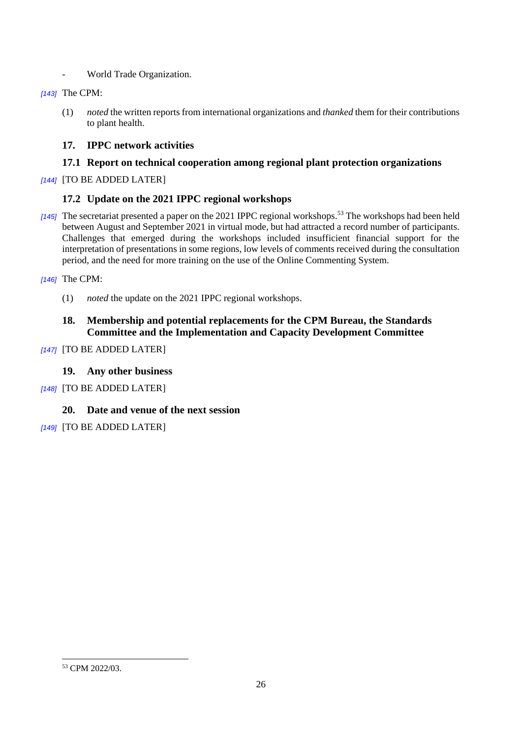- World Trade Organization.

*[143]* The CPM:

(1) *noted* the written reports from international organizations and *thanked* them for their contributions to plant health.

## 17. IPPC network activities

### 17.1 Report on technical cooperation among regional plant protection organizations

*[144]* [TO BE ADDED LATER]

### 17.2 Update on the 2021 IPPC regional workshops

*[145]* The secretariat presented a paper on the 2021 IPPC regional workshops.[53] The workshops had been held between August and September 2021 in virtual mode, but had attracted a record number of participants. Challenges that emerged during the workshops included insufficient financial support for the interpretation of presentations in some regions, low levels of comments received during the consultation period, and the need for more training on the use of the Online Commenting System.

*[146]* The CPM:

(1) *noted* the update on the 2021 IPPC regional workshops.

## 18. Membership and potential replacements for the CPM Bureau, the Standards Committee and the Implementation and Capacity Development Committee

*[147]* [TO BE ADDED LATER]

## 19. Any other business

*[148]* [TO BE ADDED LATER]

## 20. Date and venue of the next session

*[149]* [TO BE ADDED LATER]

---

[53] CPM 2022/03.